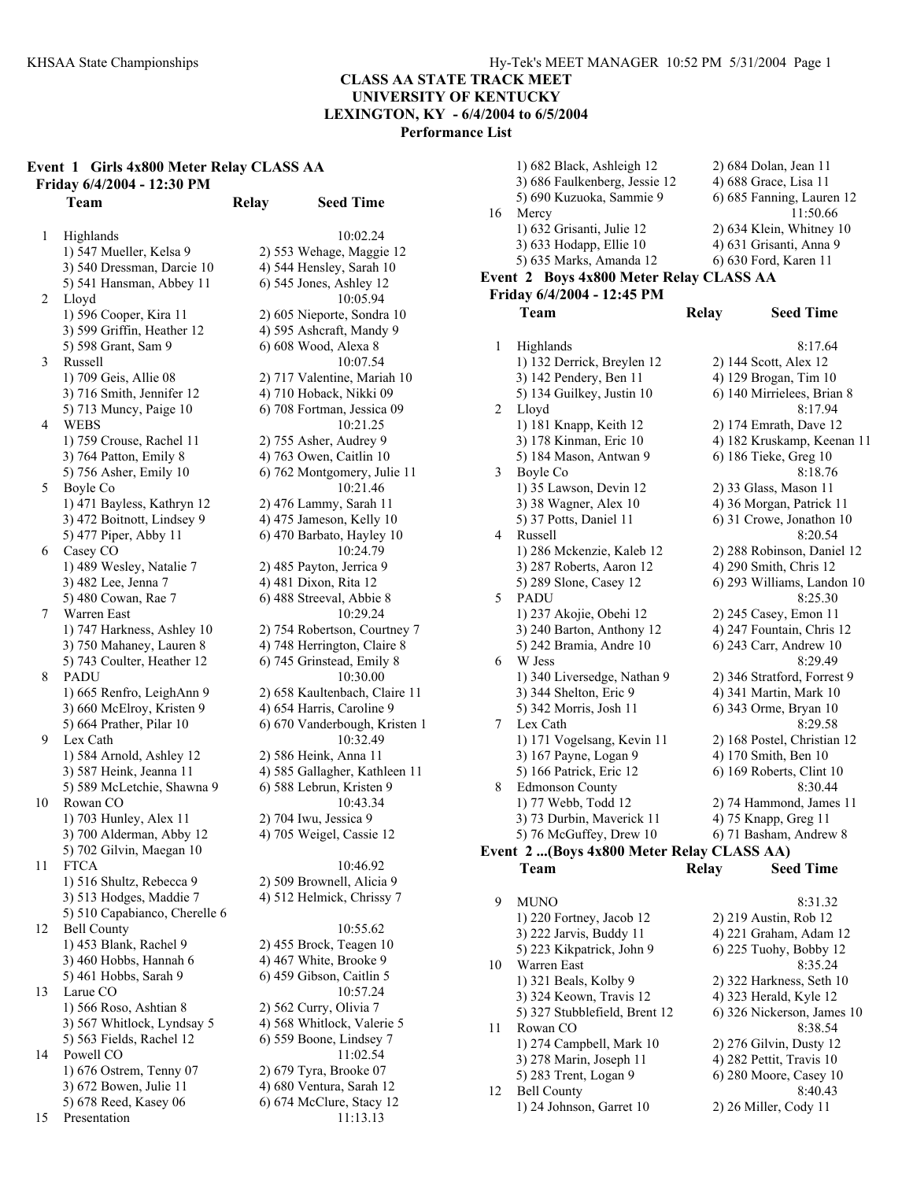# CLASS AA STATE TRACK MEET
## UNIVERSITY OF KENTUCKY
## LEXINGTON, KY - 6/4/2004 to 6/5/2004
### Performance List

### Event 1 Girls 4x800 Meter Relay CLASS AA
**Friday 6/4/2004 - 12:30 PM**

| | Team | Relay | Seed Time |
|---|---|---|---|
| 1 | Highlands | | 10:02.24 |
| | 1) 547 Mueller, Kelsa 9 | 2) 553 Wehage, Maggie 12 | |
| | 3) 540 Dressman, Darcie 10 | 4) 544 Hensley, Sarah 10 | |
| | 5) 541 Hansman, Abbey 11 | 6) 545 Jones, Ashley 12 | |
| 2 | Lloyd | | 10:05.94 |
| | 1) 596 Cooper, Kira 11 | 2) 605 Nieporte, Sondra 10 | |
| | 3) 599 Griffin, Heather 12 | 4) 595 Ashcraft, Mandy 9 | |
| | 5) 598 Grant, Sam 9 | 6) 608 Wood, Alexa 8 | |
| 3 | Russell | | 10:07.54 |
| | 1) 709 Geis, Allie 08 | 2) 717 Valentine, Mariah 10 | |
| | 3) 716 Smith, Jennifer 12 | 4) 710 Hoback, Nikki 09 | |
| | 5) 713 Muncy, Paige 10 | 6) 708 Fortman, Jessica 09 | |
| 4 | WEBS | | 10:21.25 |
| | 1) 759 Crouse, Rachel 11 | 2) 755 Asher, Audrey 9 | |
| | 3) 764 Patton, Emily 8 | 4) 763 Owen, Caitlin 10 | |
| | 5) 756 Asher, Emily 10 | 6) 762 Montgomery, Julie 11 | |
| 5 | Boyle Co | | 10:21.46 |
| | 1) 471 Bayless, Kathryn 12 | 2) 476 Lammy, Sarah 11 | |
| | 3) 472 Boitnott, Lindsey 9 | 4) 475 Jameson, Kelly 10 | |
| | 5) 477 Piper, Abby 11 | 6) 470 Barbato, Hayley 10 | |
| 6 | Casey CO | | 10:24.79 |
| | 1) 489 Wesley, Natalie 7 | 2) 485 Payton, Jerrica 9 | |
| | 3) 482 Lee, Jenna 7 | 4) 481 Dixon, Rita 12 | |
| | 5) 480 Cowan, Rae 7 | 6) 488 Streeval, Abbie 8 | |
| 7 | Warren East | | 10:29.24 |
| | 1) 747 Harkness, Ashley 10 | 2) 754 Robertson, Courtney 7 | |
| | 3) 750 Mahaney, Lauren 8 | 4) 748 Herrington, Claire 8 | |
| | 5) 743 Coulter, Heather 12 | 6) 745 Grinstead, Emily 8 | |
| 8 | PADU | | 10:30.00 |
| | 1) 665 Renfro, LeighAnn 9 | 2) 658 Kaultenbach, Claire 11 | |
| | 3) 660 McElroy, Kristen 9 | 4) 654 Harris, Caroline 9 | |
| | 5) 664 Prather, Pilar 10 | 6) 670 Vanderbough, Kristen 1 | |
| 9 | Lex Cath | | 10:32.49 |
| | 1) 584 Arnold, Ashley 12 | 2) 586 Heink, Anna 11 | |
| | 3) 587 Heink, Jeanna 11 | 4) 585 Gallagher, Kathleen 11 | |
| | 5) 589 McLetchie, Shawna 9 | 6) 588 Lebrun, Kristen 9 | |
| 10 | Rowan CO | | 10:43.34 |
| | 1) 703 Hunley, Alex 11 | 2) 704 Iwu, Jessica 9 | |
| | 3) 700 Alderman, Abby 12 | 4) 705 Weigel, Cassie 12 | |
| | 5) 702 Gilvin, Maegan 10 | | |
| 11 | FTCA | | 10:46.92 |
| | 1) 516 Shultz, Rebecca 9 | 2) 509 Brownell, Alicia 9 | |
| | 3) 513 Hodges, Maddie 7 | 4) 512 Helmick, Chrissy 7 | |
| | 5) 510 Capabianco, Cherelle 6 | | |
| 12 | Bell County | | 10:55.62 |
| | 1) 453 Blank, Rachel 9 | 2) 455 Brock, Teagen 10 | |
| | 3) 460 Hobbs, Hannah 6 | 4) 467 White, Brooke 9 | |
| | 5) 461 Hobbs, Sarah 9 | 6) 459 Gibson, Caitlin 5 | |
| 13 | Larue CO | | 10:57.24 |
| | 1) 566 Roso, Ashtian 8 | 2) 562 Curry, Olivia 7 | |
| | 3) 567 Whitlock, Lyndsay 5 | 4) 568 Whitlock, Valerie 5 | |
| | 5) 563 Fields, Rachel 12 | 6) 559 Boone, Lindsey 7 | |
| 14 | Powell CO | | 11:02.54 |
| | 1) 676 Ostrem, Tenny 07 | 2) 679 Tyra, Brooke 07 | |
| | 3) 672 Bowen, Julie 11 | 4) 680 Ventura, Sarah 12 | |
| | 5) 678 Reed, Kasey 06 | 6) 674 McClure, Stacy 12 | |
| 15 | Presentation | | 11:13.13 |
| | 1) 682 Black, Ashleigh 12 | 2) 684 Dolan, Jean 11 | |
| | 3) 686 Faulkenberg, Jessie 12 | 4) 688 Grace, Lisa 11 | |
| | 5) 690 Kuzuoka, Sammie 9 | 6) 685 Fanning, Lauren 12 | |
| 16 | Mercy | | 11:50.66 |
| | 1) 632 Grisanti, Julie 12 | 2) 634 Klein, Whitney 10 | |
| | 3) 633 Hodapp, Ellie 10 | 4) 631 Grisanti, Anna 9 | |
| | 5) 635 Marks, Amanda 12 | 6) 630 Ford, Karen 11 | |

### Event 2 Boys 4x800 Meter Relay CLASS AA
**Friday 6/4/2004 - 12:45 PM**

| | Team | Relay | Seed Time |
|---|---|---|---|
| 1 | Highlands | | 8:17.64 |
| | 1) 132 Derrick, Breylen 12 | 2) 144 Scott, Alex 12 | |
| | 3) 142 Pendery, Ben 11 | 4) 129 Brogan, Tim 10 | |
| | 5) 134 Guilkey, Justin 10 | 6) 140 Mirrielees, Brian 8 | |
| 2 | Lloyd | | 8:17.94 |
| | 1) 181 Knapp, Keith 12 | 2) 174 Emrath, Dave 12 | |
| | 3) 178 Kinman, Eric 10 | 4) 182 Kruskamp, Keenan 11 | |
| | 5) 184 Mason, Antwan 9 | 6) 186 Tieke, Greg 10 | |
| 3 | Boyle Co | | 8:18.76 |
| | 1) 35 Lawson, Devin 12 | 2) 33 Glass, Mason 11 | |
| | 3) 38 Wagner, Alex 10 | 4) 36 Morgan, Patrick 11 | |
| | 5) 37 Potts, Daniel 11 | 6) 31 Crowe, Jonathon 10 | |
| 4 | Russell | | 8:20.54 |
| | 1) 286 Mckenzie, Kaleb 12 | 2) 288 Robinson, Daniel 12 | |
| | 3) 287 Roberts, Aaron 12 | 4) 290 Smith, Chris 12 | |
| | 5) 289 Slone, Casey 12 | 6) 293 Williams, Landon 10 | |
| 5 | PADU | | 8:25.30 |
| | 1) 237 Akojie, Obehi 12 | 2) 245 Casey, Emon 11 | |
| | 3) 240 Barton, Anthony 12 | 4) 247 Fountain, Chris 12 | |
| | 5) 242 Bramia, Andre 10 | 6) 243 Carr, Andrew 10 | |
| 6 | W Jess | | 8:29.49 |
| | 1) 340 Liversedge, Nathan 9 | 2) 346 Stratford, Forrest 9 | |
| | 3) 344 Shelton, Eric 9 | 4) 341 Martin, Mark 10 | |
| | 5) 342 Morris, Josh 11 | 6) 343 Orme, Bryan 10 | |
| 7 | Lex Cath | | 8:29.58 |
| | 1) 171 Vogelsang, Kevin 11 | 2) 168 Postel, Christian 12 | |
| | 3) 167 Payne, Logan 9 | 4) 170 Smith, Ben 10 | |
| | 5) 166 Patrick, Eric 12 | 6) 169 Roberts, Clint 10 | |
| 8 | Edmonson County | | 8:30.44 |
| | 1) 77 Webb, Todd 12 | 2) 74 Hammond, James 11 | |
| | 3) 73 Durbin, Maverick 11 | 4) 75 Knapp, Greg 11 | |
| | 5) 76 McGuffey, Drew 10 | 6) 71 Basham, Andrew 8 | |

### Event 2 ...(Boys 4x800 Meter Relay CLASS AA)

| | Team | Relay | Seed Time |
|---|---|---|---|
| 9 | MUNO | | 8:31.32 |
| | 1) 220 Fortney, Jacob 12 | 2) 219 Austin, Rob 12 | |
| | 3) 222 Jarvis, Buddy 11 | 4) 221 Graham, Adam 12 | |
| | 5) 223 Kikpatrick, John 9 | 6) 225 Tuohy, Bobby 12 | |
| 10 | Warren East | | 8:35.24 |
| | 1) 321 Beals, Kolby 9 | 2) 322 Harkness, Seth 10 | |
| | 3) 324 Keown, Travis 12 | 4) 323 Herald, Kyle 12 | |
| | 5) 327 Stubblefield, Brent 12 | 6) 326 Nickerson, James 10 | |
| 11 | Rowan CO | | 8:38.54 |
| | 1) 274 Campbell, Mark 10 | 2) 276 Gilvin, Dusty 12 | |
| | 3) 278 Marin, Joseph 11 | 4) 282 Pettit, Travis 10 | |
| | 5) 283 Trent, Logan 9 | 6) 280 Moore, Casey 10 | |
| 12 | Bell County | | 8:40.43 |
| | 1) 24 Johnson, Garret 10 | 2) 26 Miller, Cody 11 | |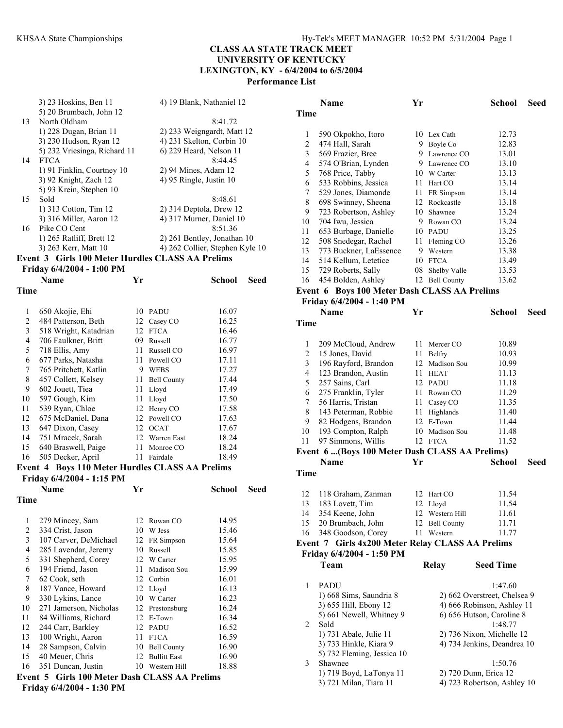**CLASS AA STATE TRACK MEET**
**UNIVERSITY OF KENTUCKY**
**LEXINGTON, KY - 6/4/2004 to 6/5/2004**
**Performance List**

3) 23 Hoskins, Ben 11 — 4) 19 Blank, Nathaniel 12
5) 20 Brumbach, John 12

13 North Oldham — 8:41.72
1) 228 Dugan, Brian 11 — 2) 233 Weigngardt, Matt 12
3) 230 Hudson, Ryan 12 — 4) 231 Skelton, Corbin 10
5) 232 Vriesinga, Richard 11 — 6) 229 Heard, Nelson 11

14 FTCA — 8:44.45
1) 91 Finklin, Courtney 10 — 2) 94 Mines, Adam 12
3) 92 Knight, Zach 12 — 4) 95 Ringle, Justin 10
5) 93 Krein, Stephen 10

15 Sold — 8:48.61
1) 313 Cotton, Tim 12 — 2) 314 Deptola, Drew 12
3) 316 Miller, Aaron 12 — 4) 317 Murner, Daniel 10

16 Pike CO Cent — 8:51.36
1) 265 Ratliff, Brett 12 — 2) 261 Bentley, Jonathan 10
3) 263 Kerr, Matt 10 — 4) 262 Collier, Stephen Kyle 10

## Event 3 Girls 100 Meter Hurdles CLASS AA Prelims

**Friday 6/4/2004 - 1:00 PM**

| | Name | Yr | School | Seed Time |
|---|---|---|---|---|
| 1 | 650 Akojie, Ehi | 10 | PADU | 16.07 |
| 2 | 484 Patterson, Beth | 12 | Casey CO | 16.25 |
| 3 | 518 Wright, Katadrian | 12 | FTCA | 16.46 |
| 4 | 706 Faulkner, Britt | 09 | Russell | 16.77 |
| 5 | 718 Ellis, Amy | 11 | Russell CO | 16.97 |
| 6 | 677 Parks, Natasha | 11 | Powell CO | 17.11 |
| 7 | 765 Pritchett, Katlin | 9 | WEBS | 17.27 |
| 8 | 457 Collett, Kelsey | 11 | Bell County | 17.44 |
| 9 | 602 Jouett, Tiea | 11 | Lloyd | 17.49 |
| 10 | 597 Gough, Kim | 11 | Lloyd | 17.50 |
| 11 | 539 Ryan, Chloe | 12 | Henry CO | 17.58 |
| 12 | 675 McDaniel, Dana | 12 | Powell CO | 17.63 |
| 13 | 647 Dixon, Casey | 12 | OCAT | 17.67 |
| 14 | 751 Mracek, Sarah | 12 | Warren East | 18.24 |
| 15 | 640 Braswell, Paige | 11 | Monroe CO | 18.24 |
| 16 | 505 Decker, April | 11 | Fairdale | 18.49 |

## Event 4 Boys 110 Meter Hurdles CLASS AA Prelims

**Friday 6/4/2004 - 1:15 PM**

| | Name | Yr | School | Seed Time |
|---|---|---|---|---|
| 1 | 279 Mincey, Sam | 12 | Rowan CO | 14.95 |
| 2 | 334 Crist, Jason | 10 | W Jess | 15.46 |
| 3 | 107 Carver, DeMichael | 12 | FR Simpson | 15.64 |
| 4 | 285 Lavendar, Jeremy | 10 | Russell | 15.85 |
| 5 | 331 Shepherd, Corey | 12 | W Carter | 15.95 |
| 6 | 194 Friend, Jason | 11 | Madison Sou | 15.99 |
| 7 | 62 Cook, seth | 12 | Corbin | 16.01 |
| 8 | 187 Vance, Howard | 12 | Lloyd | 16.13 |
| 9 | 330 Lykins, Lance | 10 | W Carter | 16.23 |
| 10 | 271 Jamerson, Nicholas | 12 | Prestonsburg | 16.24 |
| 11 | 84 Williams, Richard | 12 | E-Town | 16.34 |
| 12 | 244 Carr, Barkley | 12 | PADU | 16.52 |
| 13 | 100 Wright, Aaron | 11 | FTCA | 16.59 |
| 14 | 28 Sampson, Calvin | 10 | Bell County | 16.90 |
| 15 | 40 Meuer, Chris | 12 | Bullitt East | 16.90 |
| 16 | 351 Duncan, Justin | 10 | Western Hill | 18.88 |

## Event 5 Girls 100 Meter Dash CLASS AA Prelims

**Friday 6/4/2004 - 1:30 PM**

| | Name | Yr | School | Seed Time |
|---|---|---|---|---|
| 1 | 590 Okpokho, Itoro | 10 | Lex Cath | 12.73 |
| 2 | 474 Hall, Sarah | 9 | Boyle Co | 12.83 |
| 3 | 569 Frazier, Bree | 9 | Lawrence CO | 13.01 |
| 4 | 574 O'Brian, Lynden | 9 | Lawrence CO | 13.10 |
| 5 | 768 Price, Tabby | 10 | W Carter | 13.13 |
| 6 | 533 Robbins, Jessica | 11 | Hart CO | 13.14 |
| 7 | 529 Jones, Diamonde | 11 | FR Simpson | 13.14 |
| 8 | 698 Swinney, Sheena | 12 | Rockcastle | 13.18 |
| 9 | 723 Robertson, Ashley | 10 | Shawnee | 13.24 |
| 10 | 704 Iwu, Jessica | 9 | Rowan CO | 13.24 |
| 11 | 653 Burbage, Danielle | 10 | PADU | 13.25 |
| 12 | 508 Snedegar, Rachel | 11 | Fleming CO | 13.26 |
| 13 | 773 Buckner, LaEssence | 9 | Western | 13.38 |
| 14 | 514 Kellum, Letetice | 10 | FTCA | 13.49 |
| 15 | 729 Roberts, Sally | 08 | Shelby Valle | 13.53 |
| 16 | 454 Bolden, Ashley | 12 | Bell County | 13.62 |

## Event 6 Boys 100 Meter Dash CLASS AA Prelims

**Friday 6/4/2004 - 1:40 PM**

| | Name | Yr | School | Seed Time |
|---|---|---|---|---|
| 1 | 209 McCloud, Andrew | 11 | Mercer CO | 10.89 |
| 2 | 15 Jones, David | 11 | Belfry | 10.93 |
| 3 | 196 Rayford, Brandon | 12 | Madison Sou | 10.99 |
| 4 | 123 Brandon, Austin | 11 | HEAT | 11.13 |
| 5 | 257 Sains, Carl | 12 | PADU | 11.18 |
| 6 | 275 Franklin, Tyler | 11 | Rowan CO | 11.29 |
| 7 | 56 Harris, Tristan | 11 | Casey CO | 11.35 |
| 8 | 143 Peterman, Robbie | 11 | Highlands | 11.40 |
| 9 | 82 Hodgens, Brandon | 12 | E-Town | 11.44 |
| 10 | 193 Compton, Ralph | 10 | Madison Sou | 11.48 |
| 11 | 97 Simmons, Willis | 12 | FTCA | 11.52 |
| 12 | 118 Graham, Zanman | 12 | Hart CO | 11.54 |
| 13 | 183 Lovett, Tim | 12 | Lloyd | 11.54 |
| 14 | 354 Keene, John | 12 | Western Hill | 11.61 |
| 15 | 20 Brumbach, John | 12 | Bell County | 11.71 |
| 16 | 348 Goodson, Corey | 11 | Western | 11.77 |

## Event 7 Girls 4x200 Meter Relay CLASS AA Prelims

**Friday 6/4/2004 - 1:50 PM**

| | Team | Relay | Seed Time |
|---|---|---|---|
| 1 | PADU | | 1:47.60 |

1) 668 Sims, Saundria 8 — 2) 662 Overstreet, Chelsea 9
3) 655 Hill, Ebony 12 — 4) 666 Robinson, Ashley 11
5) 661 Newell, Whitney 9 — 6) 656 Hutson, Caroline 8

2 Sold — 1:48.77
1) 731 Abale, Julie 11 — 2) 736 Nixon, Michelle 12
3) 733 Hinkle, Kiara 9 — 4) 734 Jenkins, Deandrea 10
5) 732 Fleming, Jessica 10

3 Shawnee — 1:50.76
1) 719 Boyd, LaTonya 11 — 2) 720 Dunn, Erica 12
3) 721 Milan, Tiara 11 — 4) 723 Robertson, Ashley 10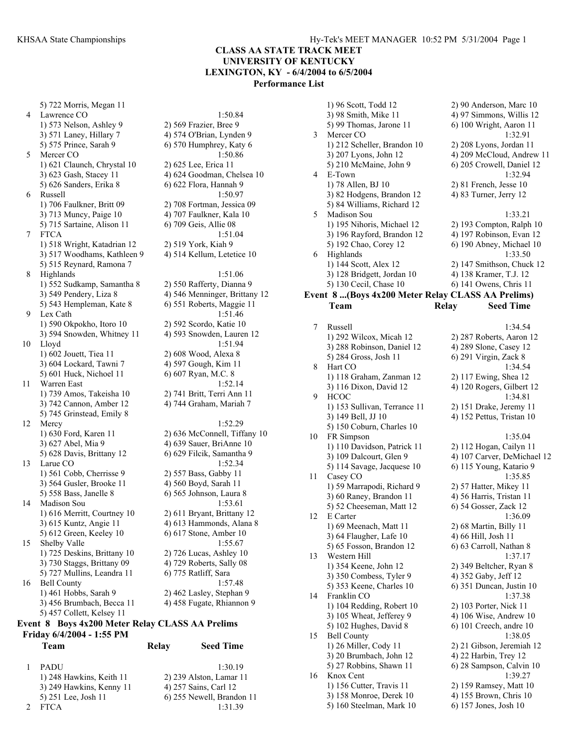## CLASS AA STATE TRACK MEET
## UNIVERSITY OF KENTUCKY
## LEXINGTON, KY - 6/4/2004 to 6/5/2004
## Performance List

5) 722 Morris, Megan 11

4 Lawrence CO — 1:50.84
1) 573 Nelson, Ashley 9 — 2) 569 Frazier, Bree 9
3) 571 Laney, Hillary 7 — 4) 574 O'Brian, Lynden 9
5) 575 Prince, Sarah 9 — 6) 570 Humphrey, Katy 6

5 Mercer CO — 1:50.86
1) 621 Claunch, Chrystal 10 — 2) 625 Lee, Erica 11
3) 623 Gash, Stacey 11 — 4) 624 Goodman, Chelsea 10
5) 626 Sanders, Erika 8 — 6) 622 Flora, Hannah 9

6 Russell — 1:50.97
1) 706 Faulkner, Britt 09 — 2) 708 Fortman, Jessica 09
3) 713 Muncy, Paige 10 — 4) 707 Faulkner, Kala 10
5) 715 Sartaine, Alison 11 — 6) 709 Geis, Allie 08

7 FTCA — 1:51.04
1) 518 Wright, Katadrian 12 — 2) 519 York, Kiah 9
3) 517 Woodhams, Kathleen 9 — 4) 514 Kellum, Letetice 10
5) 515 Reynard, Ramona 7

8 Highlands — 1:51.06
1) 552 Sudkamp, Samantha 8 — 2) 550 Rafferty, Dianna 9
3) 549 Pendery, Liza 8 — 4) 546 Menninger, Brittany 12
5) 543 Hempleman, Kate 8 — 6) 551 Roberts, Maggie 11

9 Lex Cath — 1:51.46
1) 590 Okpokho, Itoro 10 — 2) 592 Scordo, Katie 10
3) 594 Snowden, Whitney 11 — 4) 593 Snowden, Lauren 12

10 Lloyd — 1:51.94
1) 602 Jouett, Tiea 11 — 2) 608 Wood, Alexa 8
3) 604 Lockard, Tawni 7 — 4) 597 Gough, Kim 11
5) 601 Huck, Nichoel 11 — 6) 607 Ryan, M.C. 8

11 Warren East — 1:52.14
1) 739 Amos, Takeisha 10 — 2) 741 Britt, Terri Ann 11
3) 742 Cannon, Amber 12 — 4) 744 Graham, Mariah 7
5) 745 Grinstead, Emily 8

12 Mercy — 1:52.29
1) 630 Ford, Karen 11 — 2) 636 McConnell, Tiffany 10
3) 627 Abel, Mia 9 — 4) 639 Sauer, BriAnne 10
5) 628 Davis, Brittany 12 — 6) 629 Filcik, Samantha 9

13 Larue CO — 1:52.34
1) 561 Cobb, Cherrisse 9 — 2) 557 Bass, Gabby 11
3) 564 Gusler, Brooke 11 — 4) 560 Boyd, Sarah 11
5) 558 Bass, Janelle 8 — 6) 565 Johnson, Laura 8

14 Madison Sou — 1:53.61
1) 616 Merritt, Courtney 10 — 2) 611 Bryant, Brittany 12
3) 615 Kuntz, Angie 11 — 4) 613 Hammonds, Alana 8
5) 612 Green, Keeley 10 — 6) 617 Stone, Amber 10

15 Shelby Valle — 1:55.67
1) 725 Deskins, Brittany 10 — 2) 726 Lucas, Ashley 10
3) 730 Staggs, Brittany 09 — 4) 729 Roberts, Sally 08
5) 727 Mullins, Leandra 11 — 6) 775 Ratliff, Sara

16 Bell County — 1:57.48
1) 461 Hobbs, Sarah 9 — 2) 462 Lasley, Stephan 9
3) 456 Brumbach, Becca 11 — 4) 458 Fugate, Rhiannon 9
5) 457 Collett, Kelsey 11

### Event 8 Boys 4x200 Meter Relay CLASS AA Prelims
**Friday 6/4/2004 - 1:55 PM**

| | Team | Relay | Seed Time |
|---|---|---|---|

1 PADU — 1:30.19
1) 248 Hawkins, Keith 11 — 2) 239 Alston, Lamar 11
3) 249 Hawkins, Kenny 11 — 4) 257 Sains, Carl 12
5) 251 Lee, Josh 11 — 6) 255 Newell, Brandon 11

2 FTCA — 1:31.39
1) 96 Scott, Todd 12 — 2) 90 Anderson, Marc 10
3) 98 Smith, Mike 11 — 4) 97 Simmons, Willis 12
5) 99 Thomas, Jarone 11 — 6) 100 Wright, Aaron 11

3 Mercer CO — 1:32.91
1) 212 Scheller, Brandon 10 — 2) 208 Lyons, Jordan 11
3) 207 Lyons, John 12 — 4) 209 McCloud, Andrew 11
5) 210 McMaine, John 9 — 6) 205 Crowell, Daniel 12

4 E-Town — 1:32.94
1) 78 Allen, BJ 10 — 2) 81 French, Jesse 10
3) 82 Hodgens, Brandon 12 — 4) 83 Turner, Jerry 12
5) 84 Williams, Richard 12

5 Madison Sou — 1:33.21
1) 195 Nihoris, Michael 12 — 2) 193 Compton, Ralph 10
3) 196 Rayford, Brandon 12 — 4) 197 Robinson, Evan 12
5) 192 Chao, Corey 12 — 6) 190 Abney, Michael 10

6 Highlands — 1:33.50
1) 144 Scott, Alex 12 — 2) 147 Smithson, Chuck 12
3) 128 Bridgett, Jordan 10 — 4) 138 Kramer, T.J. 12
5) 130 Cecil, Chase 10 — 6) 141 Owens, Chris 11

### Event 8 ...(Boys 4x200 Meter Relay CLASS AA Prelims)

| | Team | Relay | Seed Time |
|---|---|---|---|

7 Russell — 1:34.54
1) 292 Wilcox, Micah 12 — 2) 287 Roberts, Aaron 12
3) 288 Robinson, Daniel 12 — 4) 289 Slone, Casey 12
5) 284 Gross, Josh 11 — 6) 291 Virgin, Zack 8

8 Hart CO — 1:34.54
1) 118 Graham, Zanman 12 — 2) 117 Ewing, Shea 12
3) 116 Dixon, David 12 — 4) 120 Rogers, Gilbert 12

9 HCOC — 1:34.81
1) 153 Sullivan, Terrance 11 — 2) 151 Drake, Jeremy 11
3) 149 Bell, JJ 10 — 4) 152 Pettus, Tristan 10
5) 150 Coburn, Charles 10

10 FR Simpson — 1:35.04
1) 110 Davidson, Patrick 11 — 2) 112 Hogan, Cailyn 11
3) 109 Dalcourt, Glen 9 — 4) 107 Carver, DeMichael 12
5) 114 Savage, Jacquese 10 — 6) 115 Young, Katario 9

11 Casey CO — 1:35.85
1) 59 Marrapodi, Richard 9 — 2) 57 Hatter, Mikey 11
3) 60 Raney, Brandon 11 — 4) 56 Harris, Tristan 11
5) 52 Cheeseman, Matt 12 — 6) 54 Gosser, Zack 12

12 E Carter — 1:36.09
1) 69 Meenach, Matt 11 — 2) 68 Martin, Billy 11
3) 64 Flaugher, Lafe 10 — 4) 66 Hill, Josh 11
5) 65 Fosson, Brandon 12 — 6) 63 Carroll, Nathan 8

13 Western Hill — 1:37.17
1) 354 Keene, John 12 — 2) 349 Beltcher, Ryan 8
3) 350 Combess, Tyler 9 — 4) 352 Gaby, Jeff 12
5) 353 Keene, Charles 10 — 6) 351 Duncan, Justin 10

14 Franklin CO — 1:37.38
1) 104 Redding, Robert 10 — 2) 103 Porter, Nick 11
3) 105 Wheat, Jefferey 9 — 4) 106 Wise, Andrew 10
5) 102 Hughes, David 8 — 6) 101 Creech, andre 10

15 Bell County — 1:38.05
1) 26 Miller, Cody 11 — 2) 21 Gibson, Jeremiah 12
3) 20 Brumbach, John 12 — 4) 22 Harbin, Trey 12
5) 27 Robbins, Shawn 11 — 6) 28 Sampson, Calvin 10

16 Knox Cent — 1:39.27
1) 156 Cutter, Travis 11 — 2) 159 Ramsey, Matt 10
3) 158 Monroe, Derek 10 — 4) 155 Brown, Chris 10
5) 160 Steelman, Mark 10 — 6) 157 Jones, Josh 10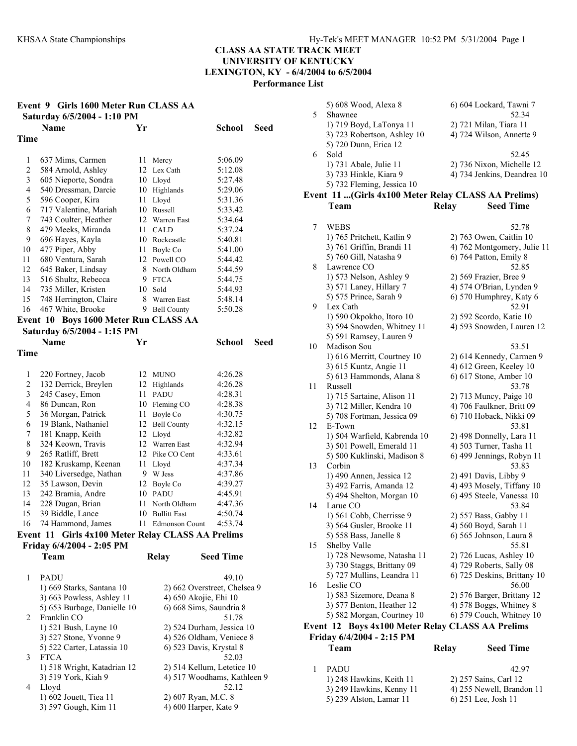# CLASS AA STATE TRACK MEET
## UNIVERSITY OF KENTUCKY
## LEXINGTON, KY - 6/4/2004 to 6/5/2004
### Performance List

### Event 9 Girls 1600 Meter Run CLASS AA
**Saturday 6/5/2004 - 1:10 PM**

| | Name | Yr | School | Seed Time |
|---|---|---|---|---|
| 1 | 637 Mims, Carmen | 11 | Mercy | 5:06.09 |
| 2 | 584 Arnold, Ashley | 12 | Lex Cath | 5:12.08 |
| 3 | 605 Nieporte, Sondra | 10 | Lloyd | 5:27.48 |
| 4 | 540 Dressman, Darcie | 10 | Highlands | 5:29.06 |
| 5 | 596 Cooper, Kira | 11 | Lloyd | 5:31.36 |
| 6 | 717 Valentine, Mariah | 10 | Russell | 5:33.42 |
| 7 | 743 Coulter, Heather | 12 | Warren East | 5:34.64 |
| 8 | 479 Meeks, Miranda | 11 | CALD | 5:37.24 |
| 9 | 696 Hayes, Kayla | 10 | Rockcastle | 5:40.81 |
| 10 | 477 Piper, Abby | 11 | Boyle Co | 5:41.00 |
| 11 | 680 Ventura, Sarah | 12 | Powell CO | 5:44.42 |
| 12 | 645 Baker, Lindsay | 8 | North Oldham | 5:44.59 |
| 13 | 516 Shultz, Rebecca | 9 | FTCA | 5:44.75 |
| 14 | 735 Miller, Kristen | 10 | Sold | 5:44.93 |
| 15 | 748 Herrington, Claire | 8 | Warren East | 5:48.14 |
| 16 | 467 White, Brooke | 9 | Bell County | 5:50.28 |

### Event 10 Boys 1600 Meter Run CLASS AA
**Saturday 6/5/2004 - 1:15 PM**

| | Name | Yr | School | Seed Time |
|---|---|---|---|---|
| 1 | 220 Fortney, Jacob | 12 | MUNO | 4:26.28 |
| 2 | 132 Derrick, Breylen | 12 | Highlands | 4:26.28 |
| 3 | 245 Casey, Emon | 11 | PADU | 4:28.31 |
| 4 | 86 Duncan, Ron | 10 | Fleming CO | 4:28.38 |
| 5 | 36 Morgan, Patrick | 11 | Boyle Co | 4:30.75 |
| 6 | 19 Blank, Nathaniel | 12 | Bell County | 4:32.15 |
| 7 | 181 Knapp, Keith | 12 | Lloyd | 4:32.82 |
| 8 | 324 Keown, Travis | 12 | Warren East | 4:32.94 |
| 9 | 265 Ratliff, Brett | 12 | Pike CO Cent | 4:33.61 |
| 10 | 182 Kruskamp, Keenan | 11 | Lloyd | 4:37.34 |
| 11 | 340 Liversedge, Nathan | 9 | W Jess | 4:37.86 |
| 12 | 35 Lawson, Devin | 12 | Boyle Co | 4:39.27 |
| 13 | 242 Bramia, Andre | 10 | PADU | 4:45.91 |
| 14 | 228 Dugan, Brian | 11 | North Oldham | 4:47.36 |
| 15 | 39 Biddle, Lance | 10 | Bullitt East | 4:50.74 |
| 16 | 74 Hammond, James | 11 | Edmonson Count | 4:53.74 |

### Event 11 Girls 4x100 Meter Relay CLASS AA Prelims
**Friday 6/4/2004 - 2:05 PM**

| | Team | Relay | Seed Time |
|---|---|---|---|
| 1 | PADU | | 49.10 |
| | 1) 669 Starks, Santana 10 | 2) 662 Overstreet, Chelsea 9 | |
| | 3) 663 Powless, Ashley 11 | 4) 650 Akojie, Ehi 10 | |
| | 5) 653 Burbage, Danielle 10 | 6) 668 Sims, Saundria 8 | |
| 2 | Franklin CO | | 51.78 |
| | 1) 521 Bush, Layne 10 | 2) 524 Durham, Jessica 10 | |
| | 3) 527 Stone, Yvonne 9 | 4) 526 Oldham, Veniece 8 | |
| | 5) 522 Carter, Latassia 10 | 6) 523 Davis, Krystal 8 | |
| 3 | FTCA | | 52.03 |
| | 1) 518 Wright, Katadrian 12 | 2) 514 Kellum, Letetice 10 | |
| | 3) 519 York, Kiah 9 | 4) 517 Woodhams, Kathleen 9 | |
| 4 | Lloyd | | 52.12 |
| | 1) 602 Jouett, Tiea 11 | 2) 607 Ryan, M.C. 8 | |
| | 3) 597 Gough, Kim 11 | 4) 600 Harper, Kate 9 | |
| | 5) 608 Wood, Alexa 8 | 6) 604 Lockard, Tawni 7 | |
| 5 | Shawnee | | 52.34 |
| | 1) 719 Boyd, LaTonya 11 | 2) 721 Milan, Tiara 11 | |
| | 3) 723 Robertson, Ashley 10 | 4) 724 Wilson, Annette 9 | |
| | 5) 720 Dunn, Erica 12 | | |
| 6 | Sold | | 52.45 |
| | 1) 731 Abale, Julie 11 | 2) 736 Nixon, Michelle 12 | |
| | 3) 733 Hinkle, Kiara 9 | 4) 734 Jenkins, Deandrea 10 | |
| | 5) 732 Fleming, Jessica 10 | | |

### Event 11 ...(Girls 4x100 Meter Relay CLASS AA Prelims)

| | Team | Relay | Seed Time |
|---|---|---|---|
| 7 | WEBS | | 52.78 |
| | 1) 765 Pritchett, Katlin 9 | 2) 763 Owen, Caitlin 10 | |
| | 3) 761 Griffin, Brandi 11 | 4) 762 Montgomery, Julie 11 | |
| | 5) 760 Gill, Natasha 9 | 6) 764 Patton, Emily 8 | |
| 8 | Lawrence CO | | 52.85 |
| | 1) 573 Nelson, Ashley 9 | 2) 569 Frazier, Bree 9 | |
| | 3) 571 Laney, Hillary 7 | 4) 574 O'Brian, Lynden 9 | |
| | 5) 575 Prince, Sarah 9 | 6) 570 Humphrey, Katy 6 | |
| 9 | Lex Cath | | 52.91 |
| | 1) 590 Okpokho, Itoro 10 | 2) 592 Scordo, Katie 10 | |
| | 3) 594 Snowden, Whitney 11 | 4) 593 Snowden, Lauren 12 | |
| | 5) 591 Ramsey, Lauren 9 | | |
| 10 | Madison Sou | | 53.51 |
| | 1) 616 Merritt, Courtney 10 | 2) 614 Kennedy, Carmen 9 | |
| | 3) 615 Kuntz, Angie 11 | 4) 612 Green, Keeley 10 | |
| | 5) 613 Hammonds, Alana 8 | 6) 617 Stone, Amber 10 | |
| 11 | Russell | | 53.78 |
| | 1) 715 Sartaine, Alison 11 | 2) 713 Muncy, Paige 10 | |
| | 3) 712 Miller, Kendra 10 | 4) 706 Faulkner, Britt 09 | |
| | 5) 708 Fortman, Jessica 09 | 6) 710 Hoback, Nikki 09 | |
| 12 | E-Town | | 53.81 |
| | 1) 504 Warfield, Kabrenda 10 | 2) 498 Donnelly, Lara 11 | |
| | 3) 501 Powell, Emerald 11 | 4) 503 Turner, Tasha 11 | |
| | 5) 500 Kuklinski, Madison 8 | 6) 499 Jennings, Robyn 11 | |
| 13 | Corbin | | 53.83 |
| | 1) 490 Annen, Jessica 12 | 2) 491 Davis, Libby 9 | |
| | 3) 492 Farris, Amanda 12 | 4) 493 Mosely, Tiffany 10 | |
| | 5) 494 Shelton, Morgan 10 | 6) 495 Steele, Vanessa 10 | |
| 14 | Larue CO | | 53.84 |
| | 1) 561 Cobb, Cherrisse 9 | 2) 557 Bass, Gabby 11 | |
| | 3) 564 Gusler, Brooke 11 | 4) 560 Boyd, Sarah 11 | |
| | 5) 558 Bass, Janelle 8 | 6) 565 Johnson, Laura 8 | |
| 15 | Shelby Valle | | 55.81 |
| | 1) 728 Newsome, Natasha 11 | 2) 726 Lucas, Ashley 10 | |
| | 3) 730 Staggs, Brittany 09 | 4) 729 Roberts, Sally 08 | |
| | 5) 727 Mullins, Leandra 11 | 6) 725 Deskins, Brittany 10 | |
| 16 | Leslie CO | | 56.00 |
| | 1) 583 Sizemore, Deana 8 | 2) 576 Barger, Brittany 12 | |
| | 3) 577 Benton, Heather 12 | 4) 578 Boggs, Whitney 8 | |
| | 5) 582 Morgan, Courtney 10 | 6) 579 Couch, Whitney 10 | |

### Event 12 Boys 4x100 Meter Relay CLASS AA Prelims
**Friday 6/4/2004 - 2:15 PM**

| | Team | Relay | Seed Time |
|---|---|---|---|
| 1 | PADU | | 42.97 |
| | 1) 248 Hawkins, Keith 11 | 2) 257 Sains, Carl 12 | |
| | 3) 249 Hawkins, Kenny 11 | 4) 255 Newell, Brandon 11 | |
| | 5) 239 Alston, Lamar 11 | 6) 251 Lee, Josh 11 | |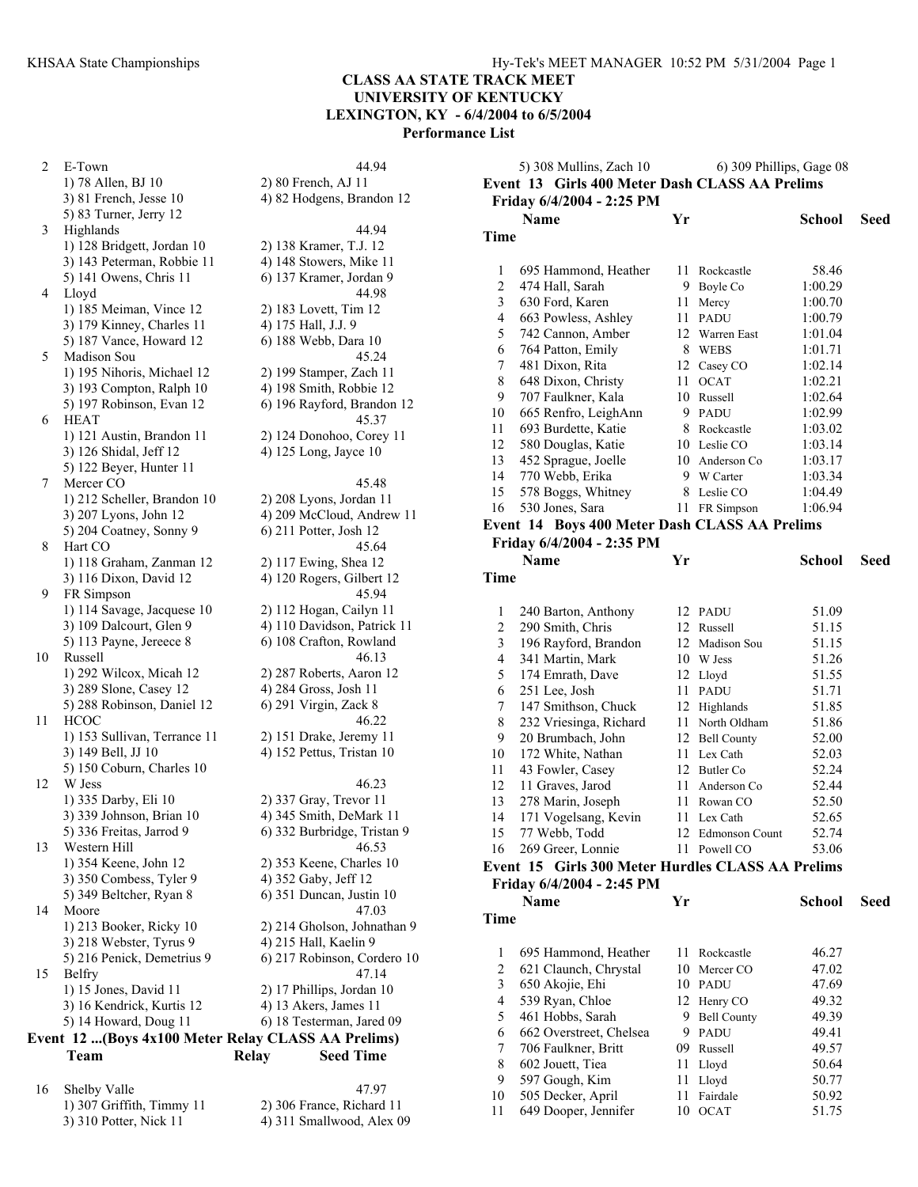# CLASS AA STATE TRACK MEET
## UNIVERSITY OF KENTUCKY
## LEXINGTON, KY - 6/4/2004 to 6/5/2004
### Performance List

| | Team | Relay | Seed Time |
|---|---|---|---|
| 2 | E-Town | | 44.94 |
| | 1) 78 Allen, BJ 10 | 2) 80 French, AJ 11 | |
| | 3) 81 French, Jesse 10 | 4) 82 Hodgens, Brandon 12 | |
| | 5) 83 Turner, Jerry 12 | | |
| 3 | Highlands | | 44.94 |
| | 1) 128 Bridgett, Jordan 10 | 2) 138 Kramer, T.J. 12 | |
| | 3) 143 Peterman, Robbie 11 | 4) 148 Stowers, Mike 11 | |
| | 5) 141 Owens, Chris 11 | 6) 137 Kramer, Jordan 9 | |
| 4 | Lloyd | | 44.98 |
| | 1) 185 Meiman, Vince 12 | 2) 183 Lovett, Tim 12 | |
| | 3) 179 Kinney, Charles 11 | 4) 175 Hall, J.J. 9 | |
| | 5) 187 Vance, Howard 12 | 6) 188 Webb, Dara 10 | |
| 5 | Madison Sou | | 45.24 |
| | 1) 195 Nihoris, Michael 12 | 2) 199 Stamper, Zach 11 | |
| | 3) 193 Compton, Ralph 10 | 4) 198 Smith, Robbie 12 | |
| | 5) 197 Robinson, Evan 12 | 6) 196 Rayford, Brandon 12 | |
| 6 | HEAT | | 45.37 |
| | 1) 121 Austin, Brandon 11 | 2) 124 Donohoo, Corey 11 | |
| | 3) 126 Shidal, Jeff 12 | 4) 125 Long, Jayce 10 | |
| | 5) 122 Beyer, Hunter 11 | | |
| 7 | Mercer CO | | 45.48 |
| | 1) 212 Scheller, Brandon 10 | 2) 208 Lyons, Jordan 11 | |
| | 3) 207 Lyons, John 12 | 4) 209 McCloud, Andrew 11 | |
| | 5) 204 Coatney, Sonny 9 | 6) 211 Potter, Josh 12 | |
| 8 | Hart CO | | 45.64 |
| | 1) 118 Graham, Zanman 12 | 2) 117 Ewing, Shea 12 | |
| | 3) 116 Dixon, David 12 | 4) 120 Rogers, Gilbert 12 | |
| 9 | FR Simpson | | 45.94 |
| | 1) 114 Savage, Jacquese 10 | 2) 112 Hogan, Cailyn 11 | |
| | 3) 109 Dalcourt, Glen 9 | 4) 110 Davidson, Patrick 11 | |
| | 5) 113 Payne, Jereece 8 | 6) 108 Crafton, Rowland | |
| 10 | Russell | | 46.13 |
| | 1) 292 Wilcox, Micah 12 | 2) 287 Roberts, Aaron 12 | |
| | 3) 289 Slone, Casey 12 | 4) 284 Gross, Josh 11 | |
| | 5) 288 Robinson, Daniel 12 | 6) 291 Virgin, Zack 8 | |
| 11 | HCOC | | 46.22 |
| | 1) 153 Sullivan, Terrance 11 | 2) 151 Drake, Jeremy 11 | |
| | 3) 149 Bell, JJ 10 | 4) 152 Pettus, Tristan 10 | |
| | 5) 150 Coburn, Charles 10 | | |
| 12 | W Jess | | 46.23 |
| | 1) 335 Darby, Eli 10 | 2) 337 Gray, Trevor 11 | |
| | 3) 339 Johnson, Brian 10 | 4) 345 Smith, DeMark 11 | |
| | 5) 336 Freitas, Jarrod 9 | 6) 332 Burbridge, Tristan 9 | |
| 13 | Western Hill | | 46.53 |
| | 1) 354 Keene, John 12 | 2) 353 Keene, Charles 10 | |
| | 3) 350 Combess, Tyler 9 | 4) 352 Gaby, Jeff 12 | |
| | 5) 349 Beltcher, Ryan 8 | 6) 351 Duncan, Justin 10 | |
| 14 | Moore | | 47.03 |
| | 1) 213 Booker, Ricky 10 | 2) 214 Gholson, Johnathan 9 | |
| | 3) 218 Webster, Tyrus 9 | 4) 215 Hall, Kaelin 9 | |
| | 5) 216 Penick, Demetrius 9 | 6) 217 Robinson, Cordero 10 | |
| 15 | Belfry | | 47.14 |
| | 1) 15 Jones, David 11 | 2) 17 Phillips, Jordan 10 | |
| | 3) 16 Kendrick, Kurtis 12 | 4) 13 Akers, James 11 | |
| | 5) 14 Howard, Doug 11 | 6) 18 Testerman, Jared 09 | |

### Event 12 ...(Boys 4x100 Meter Relay CLASS AA Prelims)

| | Team | Relay | Seed Time |
|---|---|---|---|
| 16 | Shelby Valle | | 47.97 |
| | 1) 307 Griffith, Timmy 11 | 2) 306 France, Richard 11 | |
| | 3) 310 Potter, Nick 11 | 4) 311 Smallwood, Alex 09 | |
| | 5) 308 Mullins, Zach 10 | 6) 309 Phillips, Gage 08 | |

### Event 13 Girls 400 Meter Dash CLASS AA Prelims
**Friday 6/4/2004 - 2:25 PM**

| | Name | Yr | School | Seed Time |
|---|---|---|---|---|
| 1 | 695 Hammond, Heather | 11 | Rockcastle | 58.46 |
| 2 | 474 Hall, Sarah | 9 | Boyle Co | 1:00.29 |
| 3 | 630 Ford, Karen | 11 | Mercy | 1:00.70 |
| 4 | 663 Powless, Ashley | 11 | PADU | 1:00.79 |
| 5 | 742 Cannon, Amber | 12 | Warren East | 1:01.04 |
| 6 | 764 Patton, Emily | 8 | WEBS | 1:01.71 |
| 7 | 481 Dixon, Rita | 12 | Casey CO | 1:02.14 |
| 8 | 648 Dixon, Christy | 11 | OCAT | 1:02.21 |
| 9 | 707 Faulkner, Kala | 10 | Russell | 1:02.64 |
| 10 | 665 Renfro, LeighAnn | 9 | PADU | 1:02.99 |
| 11 | 693 Burdette, Katie | 8 | Rockcastle | 1:03.02 |
| 12 | 580 Douglas, Katie | 10 | Leslie CO | 1:03.14 |
| 13 | 452 Sprague, Joelle | 10 | Anderson Co | 1:03.17 |
| 14 | 770 Webb, Erika | 9 | W Carter | 1:03.34 |
| 15 | 578 Boggs, Whitney | 8 | Leslie CO | 1:04.49 |
| 16 | 530 Jones, Sara | 11 | FR Simpson | 1:06.94 |

### Event 14 Boys 400 Meter Dash CLASS AA Prelims
**Friday 6/4/2004 - 2:35 PM**

| | Name | Yr | School | Seed Time |
|---|---|---|---|---|
| 1 | 240 Barton, Anthony | 12 | PADU | 51.09 |
| 2 | 290 Smith, Chris | 12 | Russell | 51.15 |
| 3 | 196 Rayford, Brandon | 12 | Madison Sou | 51.15 |
| 4 | 341 Martin, Mark | 10 | W Jess | 51.26 |
| 5 | 174 Emrath, Dave | 12 | Lloyd | 51.55 |
| 6 | 251 Lee, Josh | 11 | PADU | 51.71 |
| 7 | 147 Smithson, Chuck | 12 | Highlands | 51.85 |
| 8 | 232 Vriesinga, Richard | 11 | North Oldham | 51.86 |
| 9 | 20 Brumbach, John | 12 | Bell County | 52.00 |
| 10 | 172 White, Nathan | 11 | Lex Cath | 52.03 |
| 11 | 43 Fowler, Casey | 12 | Butler Co | 52.24 |
| 12 | 11 Graves, Jarod | 11 | Anderson Co | 52.44 |
| 13 | 278 Marin, Joseph | 11 | Rowan CO | 52.50 |
| 14 | 171 Vogelsang, Kevin | 11 | Lex Cath | 52.65 |
| 15 | 77 Webb, Todd | 12 | Edmonson Count | 52.74 |
| 16 | 269 Greer, Lonnie | 11 | Powell CO | 53.06 |

### Event 15 Girls 300 Meter Hurdles CLASS AA Prelims
**Friday 6/4/2004 - 2:45 PM**

| | Name | Yr | School | Seed Time |
|---|---|---|---|---|
| 1 | 695 Hammond, Heather | 11 | Rockcastle | 46.27 |
| 2 | 621 Claunch, Chrystal | 10 | Mercer CO | 47.02 |
| 3 | 650 Akojie, Ehi | 10 | PADU | 47.69 |
| 4 | 539 Ryan, Chloe | 12 | Henry CO | 49.32 |
| 5 | 461 Hobbs, Sarah | 9 | Bell County | 49.39 |
| 6 | 662 Overstreet, Chelsea | 9 | PADU | 49.41 |
| 7 | 706 Faulkner, Britt | 09 | Russell | 49.57 |
| 8 | 602 Jouett, Tiea | 11 | Lloyd | 50.64 |
| 9 | 597 Gough, Kim | 11 | Lloyd | 50.77 |
| 10 | 505 Decker, April | 11 | Fairdale | 50.92 |
| 11 | 649 Dooper, Jennifer | 10 | OCAT | 51.75 |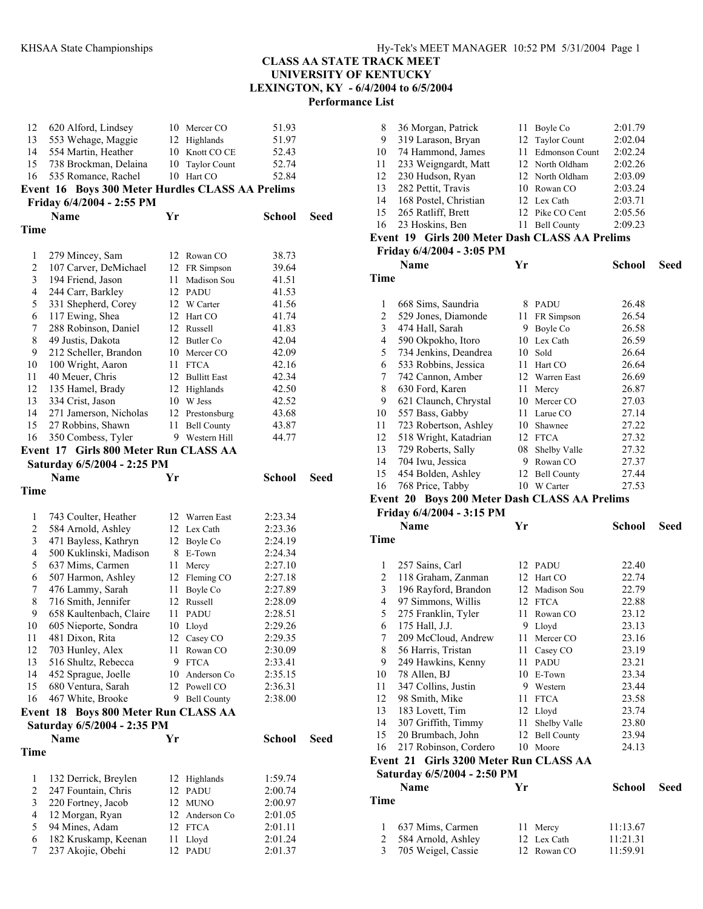# CLASS AA STATE TRACK MEET
## UNIVERSITY OF KENTUCKY
## LEXINGTON, KY - 6/4/2004 to 6/5/2004
## Performance List

| | Name | Yr | School | Seed Time |
|---|---|---|---|---|
| 12 | 620 Alford, Lindsey | 10 | Mercer CO | 51.93 |
| 13 | 553 Wehage, Maggie | 12 | Highlands | 51.97 |
| 14 | 554 Martin, Heather | 10 | Knott CO CE | 52.43 |
| 15 | 738 Brockman, Delaina | 10 | Taylor Count | 52.74 |
| 16 | 535 Romance, Rachel | 10 | Hart CO | 52.84 |

### Event 16 Boys 300 Meter Hurdles CLASS AA Prelims
**Friday 6/4/2004 - 2:55 PM**

| | Name | Yr | School | Seed Time |
|---|---|---|---|---|
| 1 | 279 Mincey, Sam | 12 | Rowan CO | 38.73 |
| 2 | 107 Carver, DeMichael | 12 | FR Simpson | 39.64 |
| 3 | 194 Friend, Jason | 11 | Madison Sou | 41.51 |
| 4 | 244 Carr, Barkley | 12 | PADU | 41.53 |
| 5 | 331 Shepherd, Corey | 12 | W Carter | 41.56 |
| 6 | 117 Ewing, Shea | 12 | Hart CO | 41.74 |
| 7 | 288 Robinson, Daniel | 12 | Russell | 41.83 |
| 8 | 49 Justis, Dakota | 12 | Butler Co | 42.04 |
| 9 | 212 Scheller, Brandon | 10 | Mercer CO | 42.09 |
| 10 | 100 Wright, Aaron | 11 | FTCA | 42.16 |
| 11 | 40 Meuer, Chris | 12 | Bullitt East | 42.34 |
| 12 | 135 Hamel, Brady | 12 | Highlands | 42.50 |
| 13 | 334 Crist, Jason | 10 | W Jess | 42.52 |
| 14 | 271 Jamerson, Nicholas | 12 | Prestonsburg | 43.68 |
| 15 | 27 Robbins, Shawn | 11 | Bell County | 43.87 |
| 16 | 350 Combess, Tyler | 9 | Western Hill | 44.77 |

### Event 17 Girls 800 Meter Run CLASS AA
**Saturday 6/5/2004 - 2:25 PM**

| | Name | Yr | School | Seed Time |
|---|---|---|---|---|
| 1 | 743 Coulter, Heather | 12 | Warren East | 2:23.34 |
| 2 | 584 Arnold, Ashley | 12 | Lex Cath | 2:23.36 |
| 3 | 471 Bayless, Kathryn | 12 | Boyle Co | 2:24.19 |
| 4 | 500 Kuklinski, Madison | 8 | E-Town | 2:24.34 |
| 5 | 637 Mims, Carmen | 11 | Mercy | 2:27.10 |
| 6 | 507 Harmon, Ashley | 12 | Fleming CO | 2:27.18 |
| 7 | 476 Lammy, Sarah | 11 | Boyle Co | 2:27.89 |
| 8 | 716 Smith, Jennifer | 12 | Russell | 2:28.09 |
| 9 | 658 Kaultenbach, Claire | 11 | PADU | 2:28.51 |
| 10 | 605 Nieporte, Sondra | 10 | Lloyd | 2:29.26 |
| 11 | 481 Dixon, Rita | 12 | Casey CO | 2:29.35 |
| 12 | 703 Hunley, Alex | 11 | Rowan CO | 2:30.09 |
| 13 | 516 Shultz, Rebecca | 9 | FTCA | 2:33.41 |
| 14 | 452 Sprague, Joelle | 10 | Anderson Co | 2:35.15 |
| 15 | 680 Ventura, Sarah | 12 | Powell CO | 2:36.31 |
| 16 | 467 White, Brooke | 9 | Bell County | 2:38.00 |

### Event 18 Boys 800 Meter Run CLASS AA
**Saturday 6/5/2004 - 2:35 PM**

| | Name | Yr | School | Seed Time |
|---|---|---|---|---|
| 1 | 132 Derrick, Breylen | 12 | Highlands | 1:59.74 |
| 2 | 247 Fountain, Chris | 12 | PADU | 2:00.74 |
| 3 | 220 Fortney, Jacob | 12 | MUNO | 2:00.97 |
| 4 | 12 Morgan, Ryan | 12 | Anderson Co | 2:01.05 |
| 5 | 94 Mines, Adam | 12 | FTCA | 2:01.11 |
| 6 | 182 Kruskamp, Keenan | 11 | Lloyd | 2:01.24 |
| 7 | 237 Akojie, Obehi | 12 | PADU | 2:01.37 |
| 8 | 36 Morgan, Patrick | 11 | Boyle Co | 2:01.79 |
| 9 | 319 Larason, Bryan | 12 | Taylor Count | 2:02.04 |
| 10 | 74 Hammond, James | 11 | Edmonson Count | 2:02.24 |
| 11 | 233 Weigngardt, Matt | 12 | North Oldham | 2:02.26 |
| 12 | 230 Hudson, Ryan | 12 | North Oldham | 2:03.09 |
| 13 | 282 Pettit, Travis | 10 | Rowan CO | 2:03.24 |
| 14 | 168 Postel, Christian | 12 | Lex Cath | 2:03.71 |
| 15 | 265 Ratliff, Brett | 12 | Pike CO Cent | 2:05.56 |
| 16 | 23 Hoskins, Ben | 11 | Bell County | 2:09.23 |

### Event 19 Girls 200 Meter Dash CLASS AA Prelims
**Friday 6/4/2004 - 3:05 PM**

| | Name | Yr | School | Seed Time |
|---|---|---|---|---|
| 1 | 668 Sims, Saundria | 8 | PADU | 26.48 |
| 2 | 529 Jones, Diamonde | 11 | FR Simpson | 26.54 |
| 3 | 474 Hall, Sarah | 9 | Boyle Co | 26.58 |
| 4 | 590 Okpokho, Itoro | 10 | Lex Cath | 26.59 |
| 5 | 734 Jenkins, Deandrea | 10 | Sold | 26.64 |
| 6 | 533 Robbins, Jessica | 11 | Hart CO | 26.64 |
| 7 | 742 Cannon, Amber | 12 | Warren East | 26.69 |
| 8 | 630 Ford, Karen | 11 | Mercy | 26.87 |
| 9 | 621 Claunch, Chrystal | 10 | Mercer CO | 27.03 |
| 10 | 557 Bass, Gabby | 11 | Larue CO | 27.14 |
| 11 | 723 Robertson, Ashley | 10 | Shawnee | 27.22 |
| 12 | 518 Wright, Katadrian | 12 | FTCA | 27.32 |
| 13 | 729 Roberts, Sally | 08 | Shelby Valle | 27.32 |
| 14 | 704 Iwu, Jessica | 9 | Rowan CO | 27.37 |
| 15 | 454 Bolden, Ashley | 12 | Bell County | 27.44 |
| 16 | 768 Price, Tabby | 10 | W Carter | 27.53 |

### Event 20 Boys 200 Meter Dash CLASS AA Prelims
**Friday 6/4/2004 - 3:15 PM**

| | Name | Yr | School | Seed Time |
|---|---|---|---|---|
| 1 | 257 Sains, Carl | 12 | PADU | 22.40 |
| 2 | 118 Graham, Zanman | 12 | Hart CO | 22.74 |
| 3 | 196 Rayford, Brandon | 12 | Madison Sou | 22.79 |
| 4 | 97 Simmons, Willis | 12 | FTCA | 22.88 |
| 5 | 275 Franklin, Tyler | 11 | Rowan CO | 23.12 |
| 6 | 175 Hall, J.J. | 9 | Lloyd | 23.13 |
| 7 | 209 McCloud, Andrew | 11 | Mercer CO | 23.16 |
| 8 | 56 Harris, Tristan | 11 | Casey CO | 23.19 |
| 9 | 249 Hawkins, Kenny | 11 | PADU | 23.21 |
| 10 | 78 Allen, BJ | 10 | E-Town | 23.34 |
| 11 | 347 Collins, Justin | 9 | Western | 23.44 |
| 12 | 98 Smith, Mike | 11 | FTCA | 23.58 |
| 13 | 183 Lovett, Tim | 12 | Lloyd | 23.74 |
| 14 | 307 Griffith, Timmy | 11 | Shelby Valle | 23.80 |
| 15 | 20 Brumbach, John | 12 | Bell County | 23.94 |
| 16 | 217 Robinson, Cordero | 10 | Moore | 24.13 |

### Event 21 Girls 3200 Meter Run CLASS AA
**Saturday 6/5/2004 - 2:50 PM**

| | Name | Yr | School | Seed Time |
|---|---|---|---|---|
| 1 | 637 Mims, Carmen | 11 | Mercy | 11:13.67 |
| 2 | 584 Arnold, Ashley | 12 | Lex Cath | 11:21.31 |
| 3 | 705 Weigel, Cassie | 12 | Rowan CO | 11:59.91 |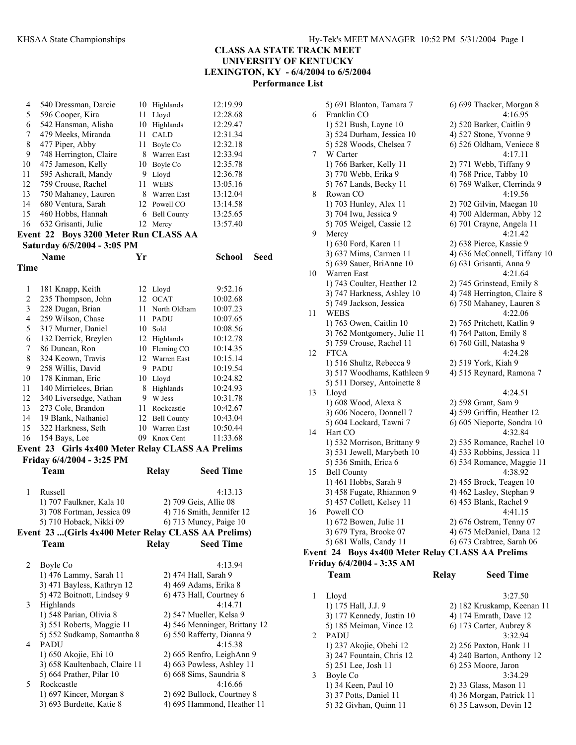# CLASS AA STATE TRACK MEET
## UNIVERSITY OF KENTUCKY
## LEXINGTON, KY - 6/4/2004 to 6/5/2004
### Performance List

| | Name | Yr | School | Seed Time |
|---|---|---|---|---|
| 4 | 540 Dressman, Darcie | 10 | Highlands | 12:19.99 |
| 5 | 596 Cooper, Kira | 11 | Lloyd | 12:28.68 |
| 6 | 542 Hansman, Alisha | 10 | Highlands | 12:29.47 |
| 7 | 479 Meeks, Miranda | 11 | CALD | 12:31.34 |
| 8 | 477 Piper, Abby | 11 | Boyle Co | 12:32.18 |
| 9 | 748 Herrington, Claire | 8 | Warren East | 12:33.94 |
| 10 | 475 Jameson, Kelly | 10 | Boyle Co | 12:35.78 |
| 11 | 595 Ashcraft, Mandy | 9 | Lloyd | 12:36.78 |
| 12 | 759 Crouse, Rachel | 11 | WEBS | 13:05.16 |
| 13 | 750 Mahaney, Lauren | 8 | Warren East | 13:12.04 |
| 14 | 680 Ventura, Sarah | 12 | Powell CO | 13:14.58 |
| 15 | 460 Hobbs, Hannah | 6 | Bell County | 13:25.65 |
| 16 | 632 Grisanti, Julie | 12 | Mercy | 13:57.40 |

**Event 22 Boys 3200 Meter Run CLASS AA**
**Saturday 6/5/2004 - 3:05 PM**

| | Name | Yr | School | Seed Time |
|---|---|---|---|---|
| 1 | 181 Knapp, Keith | 12 | Lloyd | 9:52.16 |
| 2 | 235 Thompson, John | 12 | OCAT | 10:02.68 |
| 3 | 228 Dugan, Brian | 11 | North Oldham | 10:07.23 |
| 4 | 259 Wilson, Chase | 11 | PADU | 10:07.65 |
| 5 | 317 Murner, Daniel | 10 | Sold | 10:08.56 |
| 6 | 132 Derrick, Breylen | 12 | Highlands | 10:12.78 |
| 7 | 86 Duncan, Ron | 10 | Fleming CO | 10:14.35 |
| 8 | 324 Keown, Travis | 12 | Warren East | 10:15.14 |
| 9 | 258 Willis, David | 9 | PADU | 10:19.54 |
| 10 | 178 Kinman, Eric | 10 | Lloyd | 10:24.82 |
| 11 | 140 Mirrielees, Brian | 8 | Highlands | 10:24.93 |
| 12 | 340 Liversedge, Nathan | 9 | W Jess | 10:31.78 |
| 13 | 273 Cole, Brandon | 11 | Rockcastle | 10:42.67 |
| 14 | 19 Blank, Nathaniel | 12 | Bell County | 10:43.04 |
| 15 | 322 Harkness, Seth | 10 | Warren East | 10:50.44 |
| 16 | 154 Bays, Lee | 09 | Knox Cent | 11:33.68 |

**Event 23 Girls 4x400 Meter Relay CLASS AA Prelims**
**Friday 6/4/2004 - 3:25 PM**

| | Team | Relay | Seed Time |
|---|---|---|---|
| 1 | Russell | | 4:13.13 |
| | 1) 707 Faulkner, Kala 10 | 2) 709 Geis, Allie 08 | |
| | 3) 708 Fortman, Jessica 09 | 4) 716 Smith, Jennifer 12 | |
| | 5) 710 Hoback, Nikki 09 | 6) 713 Muncy, Paige 10 | |
| 2 | Boyle Co | | 4:13.94 |
| | 1) 476 Lammy, Sarah 11 | 2) 474 Hall, Sarah 9 | |
| | 3) 471 Bayless, Kathryn 12 | 4) 469 Adams, Erika 8 | |
| | 5) 472 Boitnott, Lindsey 9 | 6) 473 Hall, Courtney 6 | |
| 3 | Highlands | | 4:14.71 |
| | 1) 548 Parian, Olivia 8 | 2) 547 Mueller, Kelsa 9 | |
| | 3) 551 Roberts, Maggie 11 | 4) 546 Menninger, Brittany 12 | |
| | 5) 552 Sudkamp, Samantha 8 | 6) 550 Rafferty, Dianna 9 | |
| 4 | PADU | | 4:15.38 |
| | 1) 650 Akojie, Ehi 10 | 2) 665 Renfro, LeighAnn 9 | |
| | 3) 658 Kaultenbach, Claire 11 | 4) 663 Powless, Ashley 11 | |
| | 5) 664 Prather, Pilar 10 | 6) 668 Sims, Saundria 8 | |
| 5 | Rockcastle | | 4:16.66 |
| | 1) 697 Kincer, Morgan 8 | 2) 692 Bullock, Courtney 8 | |
| | 3) 693 Burdette, Katie 8 | 4) 695 Hammond, Heather 11 | |
| | 5) 691 Blanton, Tamara 7 | 6) 699 Thacker, Morgan 8 | |
| 6 | Franklin CO | | 4:16.95 |
| | 1) 521 Bush, Layne 10 | 2) 520 Barker, Caitlin 9 | |
| | 3) 524 Durham, Jessica 10 | 4) 527 Stone, Yvonne 9 | |
| | 5) 528 Woods, Chelsea 7 | 6) 526 Oldham, Veniece 8 | |
| 7 | W Carter | | 4:17.11 |
| | 1) 766 Barker, Kelly 11 | 2) 771 Webb, Tiffany 9 | |
| | 3) 770 Webb, Erika 9 | 4) 768 Price, Tabby 10 | |
| | 5) 767 Lands, Becky 11 | 6) 769 Walker, Clerrinda 9 | |
| 8 | Rowan CO | | 4:19.56 |
| | 1) 703 Hunley, Alex 11 | 2) 702 Gilvin, Maegan 10 | |
| | 3) 704 Iwu, Jessica 9 | 4) 700 Alderman, Abby 12 | |
| | 5) 705 Weigel, Cassie 12 | 6) 701 Crayne, Angela 11 | |
| 9 | Mercy | | 4:21.42 |
| | 1) 630 Ford, Karen 11 | 2) 638 Pierce, Kassie 9 | |
| | 3) 637 Mims, Carmen 11 | 4) 636 McConnell, Tiffany 10 | |
| | 5) 639 Sauer, BriAnne 10 | 6) 631 Grisanti, Anna 9 | |
| 10 | Warren East | | 4:21.64 |
| | 1) 743 Coulter, Heather 12 | 2) 745 Grinstead, Emily 8 | |
| | 3) 747 Harkness, Ashley 10 | 4) 748 Herrington, Claire 8 | |
| | 5) 749 Jackson, Jessica | 6) 750 Mahaney, Lauren 8 | |
| 11 | WEBS | | 4:22.06 |
| | 1) 763 Owen, Caitlin 10 | 2) 765 Pritchett, Katlin 9 | |
| | 3) 762 Montgomery, Julie 11 | 4) 764 Patton, Emily 8 | |
| | 5) 759 Crouse, Rachel 11 | 6) 760 Gill, Natasha 9 | |
| 12 | FTCA | | 4:24.28 |
| | 1) 516 Shultz, Rebecca 9 | 2) 519 York, Kiah 9 | |
| | 3) 517 Woodhams, Kathleen 9 | 4) 515 Reynard, Ramona 7 | |
| | 5) 511 Dorsey, Antoinette 8 | | |
| 13 | Lloyd | | 4:24.51 |
| | 1) 608 Wood, Alexa 8 | 2) 598 Grant, Sam 9 | |
| | 3) 606 Nocero, Donnell 7 | 4) 599 Griffin, Heather 12 | |
| | 5) 604 Lockard, Tawni 7 | 6) 605 Nieporte, Sondra 10 | |
| 14 | Hart CO | | 4:32.84 |
| | 1) 532 Morrison, Brittany 9 | 2) 535 Romance, Rachel 10 | |
| | 3) 531 Jewell, Marybeth 10 | 4) 533 Robbins, Jessica 11 | |
| | 5) 536 Smith, Erica 6 | 6) 534 Romance, Maggie 11 | |
| 15 | Bell County | | 4:38.92 |
| | 1) 461 Hobbs, Sarah 9 | 2) 455 Brock, Teagen 10 | |
| | 3) 458 Fugate, Rhiannon 9 | 4) 462 Lasley, Stephan 9 | |
| | 5) 457 Collett, Kelsey 11 | 6) 453 Blank, Rachel 9 | |
| 16 | Powell CO | | 4:41.15 |
| | 1) 672 Bowen, Julie 11 | 2) 676 Ostrem, Tenny 07 | |
| | 3) 679 Tyra, Brooke 07 | 4) 675 McDaniel, Dana 12 | |
| | 5) 681 Walls, Candy 11 | 6) 673 Crabtree, Sarah 06 | |

**Event 24 Boys 4x400 Meter Relay CLASS AA Prelims**
**Friday 6/4/2004 - 3:35 AM**

| | Team | Relay | Seed Time |
|---|---|---|---|
| 1 | Lloyd | | 3:27.50 |
| | 1) 175 Hall, J.J. 9 | 2) 182 Kruskamp, Keenan 11 | |
| | 3) 177 Kennedy, Justin 10 | 4) 174 Emrath, Dave 12 | |
| | 5) 185 Meiman, Vince 12 | 6) 173 Carter, Aubrey 8 | |
| 2 | PADU | | 3:32.94 |
| | 1) 237 Akojie, Obehi 12 | 2) 256 Paxton, Hank 11 | |
| | 3) 247 Fountain, Chris 12 | 4) 240 Barton, Anthony 12 | |
| | 5) 251 Lee, Josh 11 | 6) 253 Moore, Jaron | |
| 3 | Boyle Co | | 3:34.29 |
| | 1) 34 Keen, Paul 10 | 2) 33 Glass, Mason 11 | |
| | 3) 37 Potts, Daniel 11 | 4) 36 Morgan, Patrick 11 | |
| | 5) 32 Givhan, Quinn 11 | 6) 35 Lawson, Devin 12 | |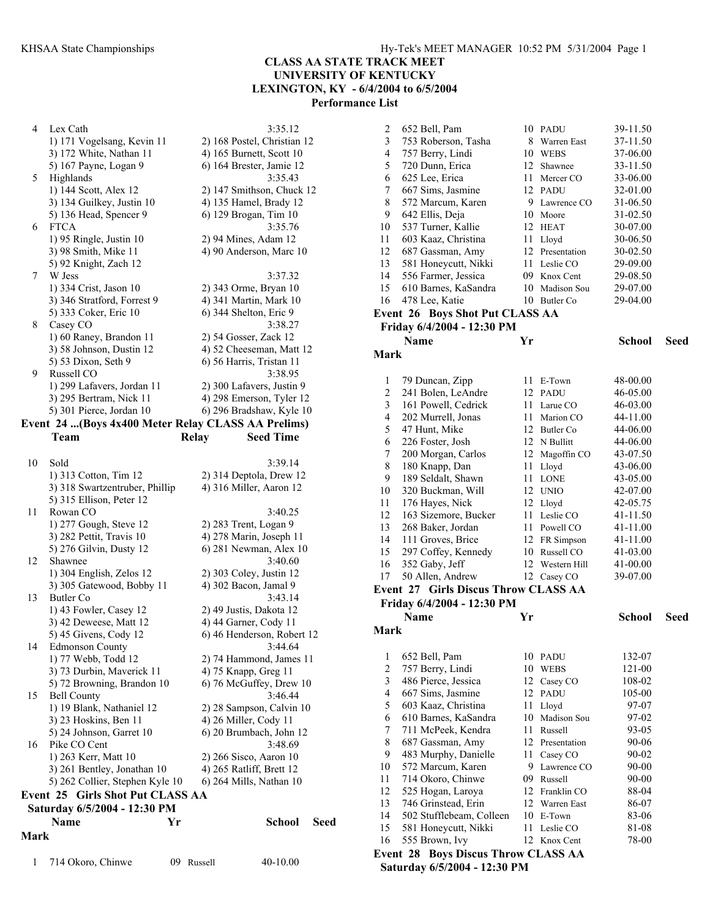## CLASS AA STATE TRACK MEET
## UNIVERSITY OF KENTUCKY
## LEXINGTON, KY - 6/4/2004 to 6/5/2004
## Performance List

| | Team | | Seed Time |
|---|---|---|---|
| 4 | Lex Cath | | 3:35.12 |
| | 1) 171 Vogelsang, Kevin 11 | 2) 168 Postel, Christian 12 | |
| | 3) 172 White, Nathan 11 | 4) 165 Burnett, Scott 10 | |
| | 5) 167 Payne, Logan 9 | 6) 164 Brester, Jamie 12 | |
| 5 | Highlands | | 3:35.43 |
| | 1) 144 Scott, Alex 12 | 2) 147 Smithson, Chuck 12 | |
| | 3) 134 Guilkey, Justin 10 | 4) 135 Hamel, Brady 12 | |
| | 5) 136 Head, Spencer 9 | 6) 129 Brogan, Tim 10 | |
| 6 | FTCA | | 3:35.76 |
| | 1) 95 Ringle, Justin 10 | 2) 94 Mines, Adam 12 | |
| | 3) 98 Smith, Mike 11 | 4) 90 Anderson, Marc 10 | |
| | 5) 92 Knight, Zach 12 | | |
| 7 | W Jess | | 3:37.32 |
| | 1) 334 Crist, Jason 10 | 2) 343 Orme, Bryan 10 | |
| | 3) 346 Stratford, Forrest 9 | 4) 341 Martin, Mark 10 | |
| | 5) 333 Coker, Eric 10 | 6) 344 Shelton, Eric 9 | |
| 8 | Casey CO | | 3:38.27 |
| | 1) 60 Raney, Brandon 11 | 2) 54 Gosser, Zack 12 | |
| | 3) 58 Johnson, Dustin 12 | 4) 52 Cheeseman, Matt 12 | |
| | 5) 53 Dixon, Seth 9 | 6) 56 Harris, Tristan 11 | |
| 9 | Russell CO | | 3:38.95 |
| | 1) 299 Lafavers, Jordan 11 | 2) 300 Lafavers, Justin 9 | |
| | 3) 295 Bertram, Nick 11 | 4) 298 Emerson, Tyler 12 | |
| | 5) 301 Pierce, Jordan 10 | 6) 296 Bradshaw, Kyle 10 | |

### Event 24 ...(Boys 4x400 Meter Relay CLASS AA Prelims)

| | Team | Relay | Seed Time |
|---|---|---|---|
| 10 | Sold | | 3:39.14 |
| | 1) 313 Cotton, Tim 12 | 2) 314 Deptola, Drew 12 | |
| | 3) 318 Swartzentruber, Phillip | 4) 316 Miller, Aaron 12 | |
| | 5) 315 Ellison, Peter 12 | | |
| 11 | Rowan CO | | 3:40.25 |
| | 1) 277 Gough, Steve 12 | 2) 283 Trent, Logan 9 | |
| | 3) 282 Pettit, Travis 10 | 4) 278 Marin, Joseph 11 | |
| | 5) 276 Gilvin, Dusty 12 | 6) 281 Newman, Alex 10 | |
| 12 | Shawnee | | 3:40.60 |
| | 1) 304 English, Zelos 12 | 2) 303 Coley, Justin 12 | |
| | 3) 305 Gatewood, Bobby 11 | 4) 302 Bacon, Jamal 9 | |
| 13 | Butler Co | | 3:43.14 |
| | 1) 43 Fowler, Casey 12 | 2) 49 Justis, Dakota 12 | |
| | 3) 42 Deweese, Matt 12 | 4) 44 Garner, Cody 11 | |
| | 5) 45 Givens, Cody 12 | 6) 46 Henderson, Robert 12 | |
| 14 | Edmonson County | | 3:44.64 |
| | 1) 77 Webb, Todd 12 | 2) 74 Hammond, James 11 | |
| | 3) 73 Durbin, Maverick 11 | 4) 75 Knapp, Greg 11 | |
| | 5) 72 Browning, Brandon 10 | 6) 76 McGuffey, Drew 10 | |
| 15 | Bell County | | 3:46.44 |
| | 1) 19 Blank, Nathaniel 12 | 2) 28 Sampson, Calvin 10 | |
| | 3) 23 Hoskins, Ben 11 | 4) 26 Miller, Cody 11 | |
| | 5) 24 Johnson, Garret 10 | 6) 20 Brumbach, John 12 | |
| 16 | Pike CO Cent | | 3:48.69 |
| | 1) 263 Kerr, Matt 10 | 2) 266 Sisco, Aaron 10 | |
| | 3) 261 Bentley, Jonathan 10 | 4) 265 Ratliff, Brett 12 | |
| | 5) 262 Collier, Stephen Kyle 10 | 6) 264 Mills, Nathan 10 | |

### Event 25 Girls Shot Put CLASS AA

**Saturday 6/5/2004 - 12:30 PM**

| | Name | Yr | School | Seed Mark |
|---|---|---|---|---|
| 1 | 714 Okoro, Chinwe | 09 | Russell | 40-10.00 |
| 2 | 652 Bell, Pam | 10 | PADU | 39-11.50 |
| 3 | 753 Roberson, Tasha | 8 | Warren East | 37-11.50 |
| 4 | 757 Berry, Lindi | 10 | WEBS | 37-06.00 |
| 5 | 720 Dunn, Erica | 12 | Shawnee | 33-11.50 |
| 6 | 625 Lee, Erica | 11 | Mercer CO | 33-06.00 |
| 7 | 667 Sims, Jasmine | 12 | PADU | 32-01.00 |
| 8 | 572 Marcum, Karen | 9 | Lawrence CO | 31-06.50 |
| 9 | 642 Ellis, Deja | 10 | Moore | 31-02.50 |
| 10 | 537 Turner, Kallie | 12 | HEAT | 30-07.00 |
| 11 | 603 Kaaz, Christina | 11 | Lloyd | 30-06.50 |
| 12 | 687 Gassman, Amy | 12 | Presentation | 30-02.50 |
| 13 | 581 Honeycutt, Nikki | 11 | Leslie CO | 29-09.00 |
| 14 | 556 Farmer, Jessica | 09 | Knox Cent | 29-08.50 |
| 15 | 610 Barnes, KaSandra | 10 | Madison Sou | 29-07.00 |
| 16 | 478 Lee, Katie | 10 | Butler Co | 29-04.00 |

### Event 26 Boys Shot Put CLASS AA

**Friday 6/4/2004 - 12:30 PM**

| | Name | Yr | School | Seed Mark |
|---|---|---|---|---|
| 1 | 79 Duncan, Zipp | 11 | E-Town | 48-00.00 |
| 2 | 241 Bolen, LeAndre | 12 | PADU | 46-05.00 |
| 3 | 161 Powell, Cedrick | 11 | Larue CO | 46-03.00 |
| 4 | 202 Murrell, Jonas | 11 | Marion CO | 44-11.00 |
| 5 | 47 Hunt, Mike | 12 | Butler Co | 44-06.00 |
| 6 | 226 Foster, Josh | 12 | N Bullitt | 44-06.00 |
| 7 | 200 Morgan, Carlos | 12 | Magoffin CO | 43-07.50 |
| 8 | 180 Knapp, Dan | 11 | Lloyd | 43-06.00 |
| 9 | 189 Seldalt, Shawn | 11 | LONE | 43-05.00 |
| 10 | 320 Buckman, Will | 12 | UNIO | 42-07.00 |
| 11 | 176 Hayes, Nick | 12 | Lloyd | 42-05.75 |
| 12 | 163 Sizemore, Bucker | 11 | Leslie CO | 41-11.50 |
| 13 | 268 Baker, Jordan | 11 | Powell CO | 41-11.00 |
| 14 | 111 Groves, Brice | 12 | FR Simpson | 41-11.00 |
| 15 | 297 Coffey, Kennedy | 10 | Russell CO | 41-03.00 |
| 16 | 352 Gaby, Jeff | 12 | Western Hill | 41-00.00 |
| 17 | 50 Allen, Andrew | 12 | Casey CO | 39-07.00 |

### Event 27 Girls Discus Throw CLASS AA

**Friday 6/4/2004 - 12:30 PM**

| | Name | Yr | School | Seed Mark |
|---|---|---|---|---|
| 1 | 652 Bell, Pam | 10 | PADU | 132-07 |
| 2 | 757 Berry, Lindi | 10 | WEBS | 121-00 |
| 3 | 486 Pierce, Jessica | 12 | Casey CO | 108-02 |
| 4 | 667 Sims, Jasmine | 12 | PADU | 105-00 |
| 5 | 603 Kaaz, Christina | 11 | Lloyd | 97-07 |
| 6 | 610 Barnes, KaSandra | 10 | Madison Sou | 97-02 |
| 7 | 711 McPeek, Kendra | 11 | Russell | 93-05 |
| 8 | 687 Gassman, Amy | 12 | Presentation | 90-06 |
| 9 | 483 Murphy, Danielle | 11 | Casey CO | 90-02 |
| 10 | 572 Marcum, Karen | 9 | Lawrence CO | 90-00 |
| 11 | 714 Okoro, Chinwe | 09 | Russell | 90-00 |
| 12 | 525 Hogan, Laroya | 12 | Franklin CO | 88-04 |
| 13 | 746 Grinstead, Erin | 12 | Warren East | 86-07 |
| 14 | 502 Stufflebeam, Colleen | 10 | E-Town | 83-06 |
| 15 | 581 Honeycutt, Nikki | 11 | Leslie CO | 81-08 |
| 16 | 555 Brown, Ivy | 12 | Knox Cent | 78-00 |

### Event 28 Boys Discus Throw CLASS AA

**Saturday 6/5/2004 - 12:30 PM**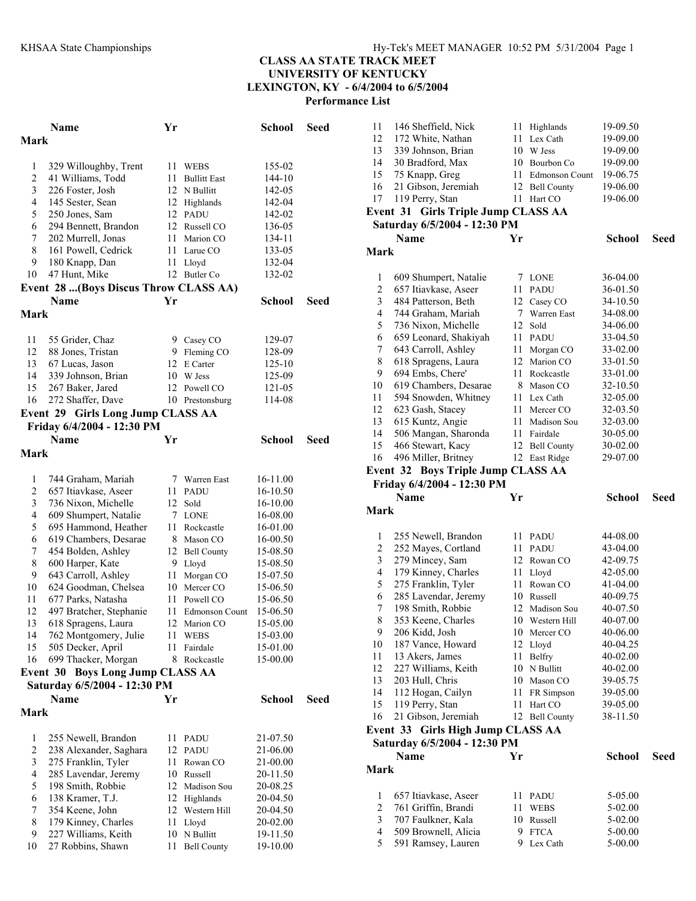## CLASS AA STATE TRACK MEET
## UNIVERSITY OF KENTUCKY
## LEXINGTON, KY - 6/4/2004 to 6/5/2004
### Performance List

| | Name | Yr | School | Seed Mark |
|---|---|---|---|---|
| 1 | 329 Willoughby, Trent | 11 | WEBS | 155-02 |
| 2 | 41 Williams, Todd | 11 | Bullitt East | 144-10 |
| 3 | 226 Foster, Josh | 12 | N Bullitt | 142-05 |
| 4 | 145 Sester, Sean | 12 | Highlands | 142-04 |
| 5 | 250 Jones, Sam | 12 | PADU | 142-02 |
| 6 | 294 Bennett, Brandon | 12 | Russell CO | 136-05 |
| 7 | 202 Murrell, Jonas | 11 | Marion CO | 134-11 |
| 8 | 161 Powell, Cedrick | 11 | Larue CO | 133-05 |
| 9 | 180 Knapp, Dan | 11 | Lloyd | 132-04 |
| 10 | 47 Hunt, Mike | 12 | Butler Co | 132-02 |

**Event 28 ...(Boys Discus Throw CLASS AA)**

| | Name | Yr | School | Seed Mark |
|---|---|---|---|---|
| 11 | 55 Grider, Chaz | 9 | Casey CO | 129-07 |
| 12 | 88 Jones, Tristan | 9 | Fleming CO | 128-09 |
| 13 | 67 Lucas, Jason | 12 | E Carter | 125-10 |
| 14 | 339 Johnson, Brian | 10 | W Jess | 125-09 |
| 15 | 267 Baker, Jared | 12 | Powell CO | 121-05 |
| 16 | 272 Shaffer, Dave | 10 | Prestonsburg | 114-08 |

**Event 29 Girls Long Jump CLASS AA**

Friday 6/4/2004 - 12:30 PM

| | Name | Yr | School | Seed Mark |
|---|---|---|---|---|
| 1 | 744 Graham, Mariah | 7 | Warren East | 16-11.00 |
| 2 | 657 Itiavkase, Aseer | 11 | PADU | 16-10.50 |
| 3 | 736 Nixon, Michelle | 12 | Sold | 16-10.00 |
| 4 | 609 Shumpert, Natalie | 7 | LONE | 16-08.00 |
| 5 | 695 Hammond, Heather | 11 | Rockcastle | 16-01.00 |
| 6 | 619 Chambers, Desarae | 8 | Mason CO | 16-00.50 |
| 7 | 454 Bolden, Ashley | 12 | Bell County | 15-08.50 |
| 8 | 600 Harper, Kate | 9 | Lloyd | 15-08.50 |
| 9 | 643 Carroll, Ashley | 11 | Morgan CO | 15-07.50 |
| 10 | 624 Goodman, Chelsea | 10 | Mercer CO | 15-06.50 |
| 11 | 677 Parks, Natasha | 11 | Powell CO | 15-06.50 |
| 12 | 497 Bratcher, Stephanie | 11 | Edmonson Count | 15-06.50 |
| 13 | 618 Spragens, Laura | 12 | Marion CO | 15-05.00 |
| 14 | 762 Montgomery, Julie | 11 | WEBS | 15-03.00 |
| 15 | 505 Decker, April | 11 | Fairdale | 15-01.00 |
| 16 | 699 Thacker, Morgan | 8 | Rockcastle | 15-00.00 |

**Event 30 Boys Long Jump CLASS AA**

Saturday 6/5/2004 - 12:30 PM

| | Name | Yr | School | Seed Mark |
|---|---|---|---|---|
| 1 | 255 Newell, Brandon | 11 | PADU | 21-07.50 |
| 2 | 238 Alexander, Saghara | 12 | PADU | 21-06.00 |
| 3 | 275 Franklin, Tyler | 11 | Rowan CO | 21-00.00 |
| 4 | 285 Lavendar, Jeremy | 10 | Russell | 20-11.50 |
| 5 | 198 Smith, Robbie | 12 | Madison Sou | 20-08.25 |
| 6 | 138 Kramer, T.J. | 12 | Highlands | 20-04.50 |
| 7 | 354 Keene, John | 12 | Western Hill | 20-04.50 |
| 8 | 179 Kinney, Charles | 11 | Lloyd | 20-02.00 |
| 9 | 227 Williams, Keith | 10 | N Bullitt | 19-11.50 |
| 10 | 27 Robbins, Shawn | 11 | Bell County | 19-10.00 |
| 11 | 146 Sheffield, Nick | 11 | Highlands | 19-09.50 |
| 12 | 172 White, Nathan | 11 | Lex Cath | 19-09.00 |
| 13 | 339 Johnson, Brian | 10 | W Jess | 19-09.00 |
| 14 | 30 Bradford, Max | 10 | Bourbon Co | 19-09.00 |
| 15 | 75 Knapp, Greg | 11 | Edmonson Count | 19-06.75 |
| 16 | 21 Gibson, Jeremiah | 12 | Bell County | 19-06.00 |
| 17 | 119 Perry, Stan | 11 | Hart CO | 19-06.00 |

**Event 31 Girls Triple Jump CLASS AA**

Saturday 6/5/2004 - 12:30 PM

| | Name | Yr | School | Seed Mark |
|---|---|---|---|---|
| 1 | 609 Shumpert, Natalie | 7 | LONE | 36-04.00 |
| 2 | 657 Itiavkase, Aseer | 11 | PADU | 36-01.50 |
| 3 | 484 Patterson, Beth | 12 | Casey CO | 34-10.50 |
| 4 | 744 Graham, Mariah | 7 | Warren East | 34-08.00 |
| 5 | 736 Nixon, Michelle | 12 | Sold | 34-06.00 |
| 6 | 659 Leonard, Shakiyah | 11 | PADU | 33-04.50 |
| 7 | 643 Carroll, Ashley | 11 | Morgan CO | 33-02.00 |
| 8 | 618 Spragens, Laura | 12 | Marion CO | 33-01.50 |
| 9 | 694 Embs, Chere' | 11 | Rockcastle | 33-01.00 |
| 10 | 619 Chambers, Desarae | 8 | Mason CO | 32-10.50 |
| 11 | 594 Snowden, Whitney | 11 | Lex Cath | 32-05.00 |
| 12 | 623 Gash, Stacey | 11 | Mercer CO | 32-03.50 |
| 13 | 615 Kuntz, Angie | 11 | Madison Sou | 32-03.00 |
| 14 | 506 Mangan, Sharonda | 11 | Fairdale | 30-05.00 |
| 15 | 466 Stewart, Kacy | 12 | Bell County | 30-02.00 |
| 16 | 496 Miller, Britney | 12 | East Ridge | 29-07.00 |

**Event 32 Boys Triple Jump CLASS AA**

Friday 6/4/2004 - 12:30 PM

| | Name | Yr | School | Seed Mark |
|---|---|---|---|---|
| 1 | 255 Newell, Brandon | 11 | PADU | 44-08.00 |
| 2 | 252 Mayes, Cortland | 11 | PADU | 43-04.00 |
| 3 | 279 Mincey, Sam | 12 | Rowan CO | 42-09.75 |
| 4 | 179 Kinney, Charles | 11 | Lloyd | 42-05.00 |
| 5 | 275 Franklin, Tyler | 11 | Rowan CO | 41-04.00 |
| 6 | 285 Lavendar, Jeremy | 10 | Russell | 40-09.75 |
| 7 | 198 Smith, Robbie | 12 | Madison Sou | 40-07.50 |
| 8 | 353 Keene, Charles | 10 | Western Hill | 40-07.00 |
| 9 | 206 Kidd, Josh | 10 | Mercer CO | 40-06.00 |
| 10 | 187 Vance, Howard | 12 | Lloyd | 40-04.25 |
| 11 | 13 Akers, James | 11 | Belfry | 40-02.00 |
| 12 | 227 Williams, Keith | 10 | N Bullitt | 40-02.00 |
| 13 | 203 Hull, Chris | 10 | Mason CO | 39-05.75 |
| 14 | 112 Hogan, Cailyn | 11 | FR Simpson | 39-05.00 |
| 15 | 119 Perry, Stan | 11 | Hart CO | 39-05.00 |
| 16 | 21 Gibson, Jeremiah | 12 | Bell County | 38-11.50 |

**Event 33 Girls High Jump CLASS AA**

Saturday 6/5/2004 - 12:30 PM

| | Name | Yr | School | Seed Mark |
|---|---|---|---|---|
| 1 | 657 Itiavkase, Aseer | 11 | PADU | 5-05.00 |
| 2 | 761 Griffin, Brandi | 11 | WEBS | 5-02.00 |
| 3 | 707 Faulkner, Kala | 10 | Russell | 5-02.00 |
| 4 | 509 Brownell, Alicia | 9 | FTCA | 5-00.00 |
| 5 | 591 Ramsey, Lauren | 9 | Lex Cath | 5-00.00 |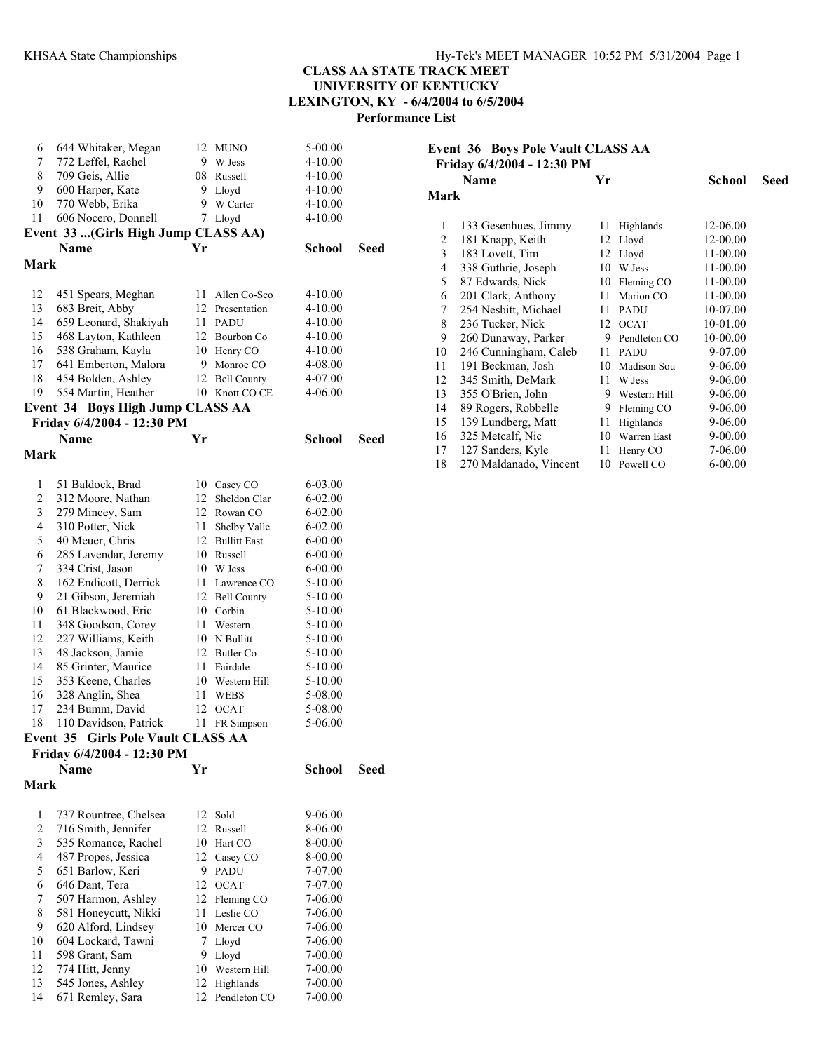# CLASS AA STATE TRACK MEET
## UNIVERSITY OF KENTUCKY
## LEXINGTON, KY - 6/4/2004 to 6/5/2004
### Performance List

| | | | | |
|---|---|---|---|---|
| 6 | 644 Whitaker, Megan | 12 | MUNO | 5-00.00 |
| 7 | 772 Leffel, Rachel | 9 | W Jess | 4-10.00 |
| 8 | 709 Geis, Allie | 08 | Russell | 4-10.00 |
| 9 | 600 Harper, Kate | 9 | Lloyd | 4-10.00 |
| 10 | 770 Webb, Erika | 9 | W Carter | 4-10.00 |
| 11 | 606 Nocero, Donnell | 7 | Lloyd | 4-10.00 |

### Event 33 ...(Girls High Jump CLASS AA)

| Mark | Name | Yr | School | Seed |
|---|---|---|---|---|
| 12 | 451 Spears, Meghan | 11 | Allen Co-Sco | 4-10.00 |
| 13 | 683 Breit, Abby | 12 | Presentation | 4-10.00 |
| 14 | 659 Leonard, Shakiyah | 11 | PADU | 4-10.00 |
| 15 | 468 Layton, Kathleen | 12 | Bourbon Co | 4-10.00 |
| 16 | 538 Graham, Kayla | 10 | Henry CO | 4-10.00 |
| 17 | 641 Emberton, Malora | 9 | Monroe CO | 4-08.00 |
| 18 | 454 Bolden, Ashley | 12 | Bell County | 4-07.00 |
| 19 | 554 Martin, Heather | 10 | Knott CO CE | 4-06.00 |

### Event 34 Boys High Jump CLASS AA
Friday 6/4/2004 - 12:30 PM

| Mark | Name | Yr | School | Seed |
|---|---|---|---|---|
| 1 | 51 Baldock, Brad | 10 | Casey CO | 6-03.00 |
| 2 | 312 Moore, Nathan | 12 | Sheldon Clar | 6-02.00 |
| 3 | 279 Mincey, Sam | 12 | Rowan CO | 6-02.00 |
| 4 | 310 Potter, Nick | 11 | Shelby Valle | 6-02.00 |
| 5 | 40 Meuer, Chris | 12 | Bullitt East | 6-00.00 |
| 6 | 285 Lavendar, Jeremy | 10 | Russell | 6-00.00 |
| 7 | 334 Crist, Jason | 10 | W Jess | 6-00.00 |
| 8 | 162 Endicott, Derrick | 11 | Lawrence CO | 5-10.00 |
| 9 | 21 Gibson, Jeremiah | 12 | Bell County | 5-10.00 |
| 10 | 61 Blackwood, Eric | 10 | Corbin | 5-10.00 |
| 11 | 348 Goodson, Corey | 11 | Western | 5-10.00 |
| 12 | 227 Williams, Keith | 10 | N Bullitt | 5-10.00 |
| 13 | 48 Jackson, Jamie | 12 | Butler Co | 5-10.00 |
| 14 | 85 Grinter, Maurice | 11 | Fairdale | 5-10.00 |
| 15 | 353 Keene, Charles | 10 | Western Hill | 5-10.00 |
| 16 | 328 Anglin, Shea | 11 | WEBS | 5-08.00 |
| 17 | 234 Bumm, David | 12 | OCAT | 5-08.00 |
| 18 | 110 Davidson, Patrick | 11 | FR Simpson | 5-06.00 |

### Event 35 Girls Pole Vault CLASS AA
Friday 6/4/2004 - 12:30 PM

| Mark | Name | Yr | School | Seed |
|---|---|---|---|---|
| 1 | 737 Rountree, Chelsea | 12 | Sold | 9-06.00 |
| 2 | 716 Smith, Jennifer | 12 | Russell | 8-06.00 |
| 3 | 535 Romance, Rachel | 10 | Hart CO | 8-00.00 |
| 4 | 487 Propes, Jessica | 12 | Casey CO | 8-00.00 |
| 5 | 651 Barlow, Keri | 9 | PADU | 7-07.00 |
| 6 | 646 Dant, Tera | 12 | OCAT | 7-07.00 |
| 7 | 507 Harmon, Ashley | 12 | Fleming CO | 7-06.00 |
| 8 | 581 Honeycutt, Nikki | 11 | Leslie CO | 7-06.00 |
| 9 | 620 Alford, Lindsey | 10 | Mercer CO | 7-06.00 |
| 10 | 604 Lockard, Tawni | 7 | Lloyd | 7-06.00 |
| 11 | 598 Grant, Sam | 9 | Lloyd | 7-00.00 |
| 12 | 774 Hitt, Jenny | 10 | Western Hill | 7-00.00 |
| 13 | 545 Jones, Ashley | 12 | Highlands | 7-00.00 |
| 14 | 671 Remley, Sara | 12 | Pendleton CO | 7-00.00 |

### Event 36 Boys Pole Vault CLASS AA
Friday 6/4/2004 - 12:30 PM

| Mark | Name | Yr | School | Seed |
|---|---|---|---|---|
| 1 | 133 Gesenhues, Jimmy | 11 | Highlands | 12-06.00 |
| 2 | 181 Knapp, Keith | 12 | Lloyd | 12-00.00 |
| 3 | 183 Lovett, Tim | 12 | Lloyd | 11-00.00 |
| 4 | 338 Guthrie, Joseph | 10 | W Jess | 11-00.00 |
| 5 | 87 Edwards, Nick | 10 | Fleming CO | 11-00.00 |
| 6 | 201 Clark, Anthony | 11 | Marion CO | 11-00.00 |
| 7 | 254 Nesbitt, Michael | 11 | PADU | 10-07.00 |
| 8 | 236 Tucker, Nick | 12 | OCAT | 10-01.00 |
| 9 | 260 Dunaway, Parker | 9 | Pendleton CO | 10-00.00 |
| 10 | 246 Cunningham, Caleb | 11 | PADU | 9-07.00 |
| 11 | 191 Beckman, Josh | 10 | Madison Sou | 9-06.00 |
| 12 | 345 Smith, DeMark | 11 | W Jess | 9-06.00 |
| 13 | 355 O'Brien, John | 9 | Western Hill | 9-06.00 |
| 14 | 89 Rogers, Robbelle | 9 | Fleming CO | 9-06.00 |
| 15 | 139 Lundberg, Matt | 11 | Highlands | 9-06.00 |
| 16 | 325 Metcalf, Nic | 10 | Warren East | 9-00.00 |
| 17 | 127 Sanders, Kyle | 11 | Henry CO | 7-06.00 |
| 18 | 270 Maldanado, Vincent | 10 | Powell CO | 6-00.00 |